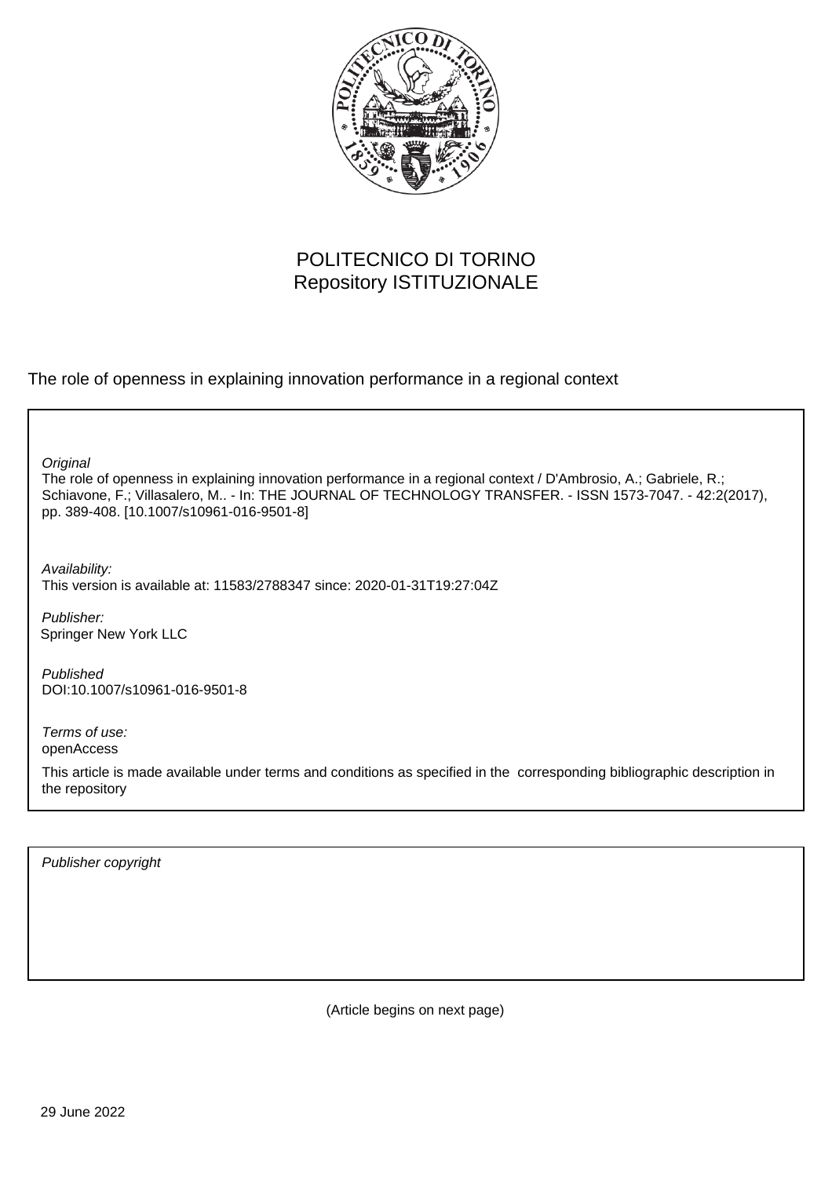POLITECNICO DI TORINO
Repository ISTITUZIONALE

The role of openness in explaining innovation performance in a regional context

*Original*
The role of openness in explaining innovation performance in a regional context / D'Ambrosio, A.; Gabriele, R.; Schiavone, F.; Villasalero, M.. - In: THE JOURNAL OF TECHNOLOGY TRANSFER. - ISSN 1573-7047. - 42:2(2017), pp. 389-408. [10.1007/s10961-016-9501-8]

*Availability:*
This version is available at: 11583/2788347 since: 2020-01-31T19:27:04Z

*Publisher:*
Springer New York LLC

*Published*
DOI:10.1007/s10961-016-9501-8

*Terms of use:*
openAccess

This article is made available under terms and conditions as specified in the corresponding bibliographic description in the repository

*Publisher copyright*

(Article begins on next page)

29 June 2022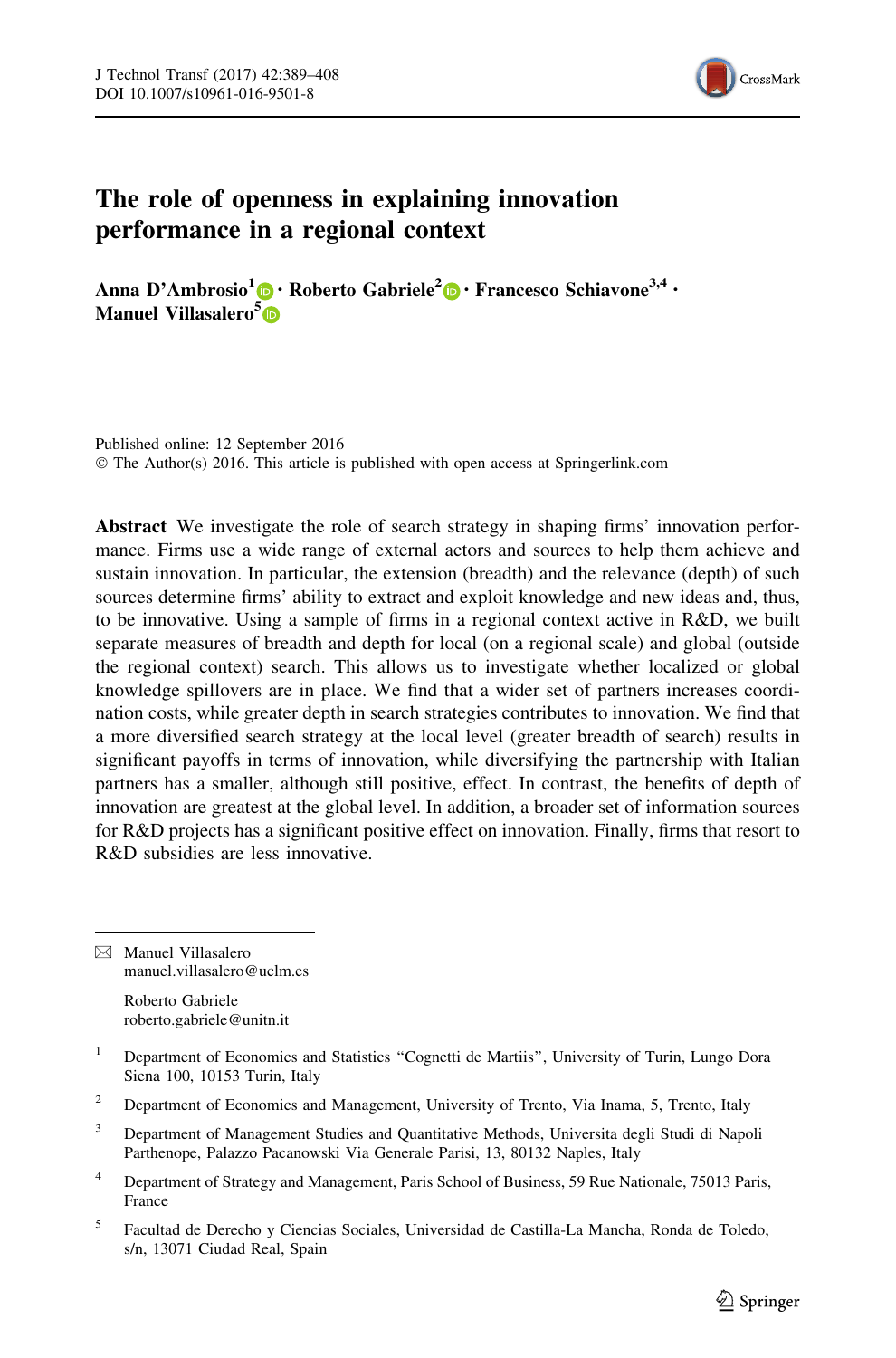# The role of openness in explaining innovation performance in a regional context

**Anna D'Ambrosio**[1] · **Roberto Gabriele**[2] · **Francesco Schiavone**[3,4] · **Manuel Villasalero**[5]

Published online: 12 September 2016
© The Author(s) 2016. This article is published with open access at Springerlink.com

**Abstract** We investigate the role of search strategy in shaping firms' innovation performance. Firms use a wide range of external actors and sources to help them achieve and sustain innovation. In particular, the extension (breadth) and the relevance (depth) of such sources determine firms' ability to extract and exploit knowledge and new ideas and, thus, to be innovative. Using a sample of firms in a regional context active in R&D, we built separate measures of breadth and depth for local (on a regional scale) and global (outside the regional context) search. This allows us to investigate whether localized or global knowledge spillovers are in place. We find that a wider set of partners increases coordination costs, while greater depth in search strategies contributes to innovation. We find that a more diversified search strategy at the local level (greater breadth of search) results in significant payoffs in terms of innovation, while diversifying the partnership with Italian partners has a smaller, although still positive, effect. In contrast, the benefits of depth of innovation are greatest at the global level. In addition, a broader set of information sources for R&D projects has a significant positive effect on innovation. Finally, firms that resort to R&D subsidies are less innovative.

---

✉ Manuel Villasalero
manuel.villasalero@uclm.es

Roberto Gabriele
roberto.gabriele@unitn.it

[1] Department of Economics and Statistics "Cognetti de Martiis", University of Turin, Lungo Dora Siena 100, 10153 Turin, Italy

[2] Department of Economics and Management, University of Trento, Via Inama, 5, Trento, Italy

[3] Department of Management Studies and Quantitative Methods, Universita degli Studi di Napoli Parthenope, Palazzo Pacanowski Via Generale Parisi, 13, 80132 Naples, Italy

[4] Department of Strategy and Management, Paris School of Business, 59 Rue Nationale, 75013 Paris, France

[5] Facultad de Derecho y Ciencias Sociales, Universidad de Castilla-La Mancha, Ronda de Toledo, s/n, 13071 Ciudad Real, Spain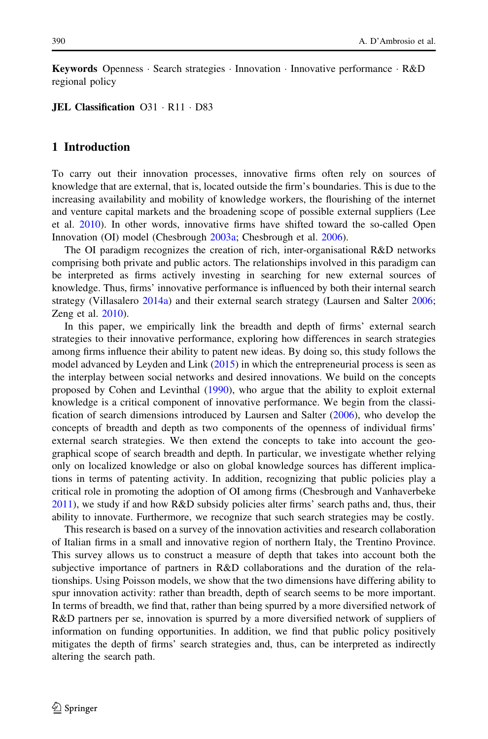**Keywords** Openness · Search strategies · Innovation · Innovative performance · R&D regional policy

**JEL Classification** O31 · R11 · D83

## 1 Introduction

To carry out their innovation processes, innovative firms often rely on sources of knowledge that are external, that is, located outside the firm's boundaries. This is due to the increasing availability and mobility of knowledge workers, the flourishing of the internet and venture capital markets and the broadening scope of possible external suppliers (Lee et al. 2010). In other words, innovative firms have shifted toward the so-called Open Innovation (OI) model (Chesbrough 2003a; Chesbrough et al. 2006).

The OI paradigm recognizes the creation of rich, inter-organisational R&D networks comprising both private and public actors. The relationships involved in this paradigm can be interpreted as firms actively investing in searching for new external sources of knowledge. Thus, firms' innovative performance is influenced by both their internal search strategy (Villasalero 2014a) and their external search strategy (Laursen and Salter 2006; Zeng et al. 2010).

In this paper, we empirically link the breadth and depth of firms' external search strategies to their innovative performance, exploring how differences in search strategies among firms influence their ability to patent new ideas. By doing so, this study follows the model advanced by Leyden and Link (2015) in which the entrepreneurial process is seen as the interplay between social networks and desired innovations. We build on the concepts proposed by Cohen and Levinthal (1990), who argue that the ability to exploit external knowledge is a critical component of innovative performance. We begin from the classification of search dimensions introduced by Laursen and Salter (2006), who develop the concepts of breadth and depth as two components of the openness of individual firms' external search strategies. We then extend the concepts to take into account the geographical scope of search breadth and depth. In particular, we investigate whether relying only on localized knowledge or also on global knowledge sources has different implications in terms of patenting activity. In addition, recognizing that public policies play a critical role in promoting the adoption of OI among firms (Chesbrough and Vanhaverbeke 2011), we study if and how R&D subsidy policies alter firms' search paths and, thus, their ability to innovate. Furthermore, we recognize that such search strategies may be costly.

This research is based on a survey of the innovation activities and research collaboration of Italian firms in a small and innovative region of northern Italy, the Trentino Province. This survey allows us to construct a measure of depth that takes into account both the subjective importance of partners in R&D collaborations and the duration of the relationships. Using Poisson models, we show that the two dimensions have differing ability to spur innovation activity: rather than breadth, depth of search seems to be more important. In terms of breadth, we find that, rather than being spurred by a more diversified network of R&D partners per se, innovation is spurred by a more diversified network of suppliers of information on funding opportunities. In addition, we find that public policy positively mitigates the depth of firms' search strategies and, thus, can be interpreted as indirectly altering the search path.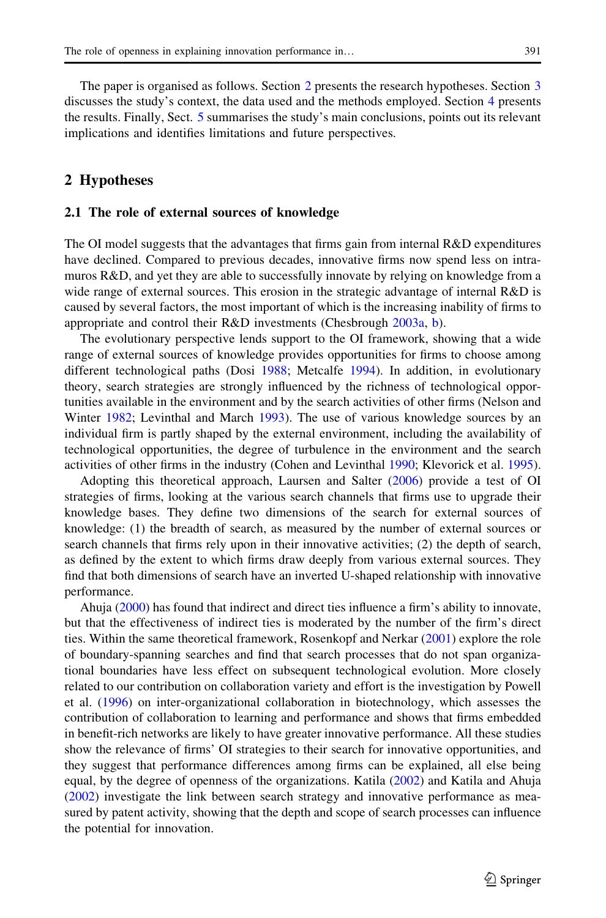The paper is organised as follows. Section 2 presents the research hypotheses. Section 3 discusses the study's context, the data used and the methods employed. Section 4 presents the results. Finally, Sect. 5 summarises the study's main conclusions, points out its relevant implications and identifies limitations and future perspectives.

## 2 Hypotheses

### 2.1 The role of external sources of knowledge

The OI model suggests that the advantages that firms gain from internal R&D expenditures have declined. Compared to previous decades, innovative firms now spend less on intra-muros R&D, and yet they are able to successfully innovate by relying on knowledge from a wide range of external sources. This erosion in the strategic advantage of internal R&D is caused by several factors, the most important of which is the increasing inability of firms to appropriate and control their R&D investments (Chesbrough 2003a, b).

The evolutionary perspective lends support to the OI framework, showing that a wide range of external sources of knowledge provides opportunities for firms to choose among different technological paths (Dosi 1988; Metcalfe 1994). In addition, in evolutionary theory, search strategies are strongly influenced by the richness of technological opportunities available in the environment and by the search activities of other firms (Nelson and Winter 1982; Levinthal and March 1993). The use of various knowledge sources by an individual firm is partly shaped by the external environment, including the availability of technological opportunities, the degree of turbulence in the environment and the search activities of other firms in the industry (Cohen and Levinthal 1990; Klevorick et al. 1995).

Adopting this theoretical approach, Laursen and Salter (2006) provide a test of OI strategies of firms, looking at the various search channels that firms use to upgrade their knowledge bases. They define two dimensions of the search for external sources of knowledge: (1) the breadth of search, as measured by the number of external sources or search channels that firms rely upon in their innovative activities; (2) the depth of search, as defined by the extent to which firms draw deeply from various external sources. They find that both dimensions of search have an inverted U-shaped relationship with innovative performance.

Ahuja (2000) has found that indirect and direct ties influence a firm's ability to innovate, but that the effectiveness of indirect ties is moderated by the number of the firm's direct ties. Within the same theoretical framework, Rosenkopf and Nerkar (2001) explore the role of boundary-spanning searches and find that search processes that do not span organizational boundaries have less effect on subsequent technological evolution. More closely related to our contribution on collaboration variety and effort is the investigation by Powell et al. (1996) on inter-organizational collaboration in biotechnology, which assesses the contribution of collaboration to learning and performance and shows that firms embedded in benefit-rich networks are likely to have greater innovative performance. All these studies show the relevance of firms' OI strategies to their search for innovative opportunities, and they suggest that performance differences among firms can be explained, all else being equal, by the degree of openness of the organizations. Katila (2002) and Katila and Ahuja (2002) investigate the link between search strategy and innovative performance as measured by patent activity, showing that the depth and scope of search processes can influence the potential for innovation.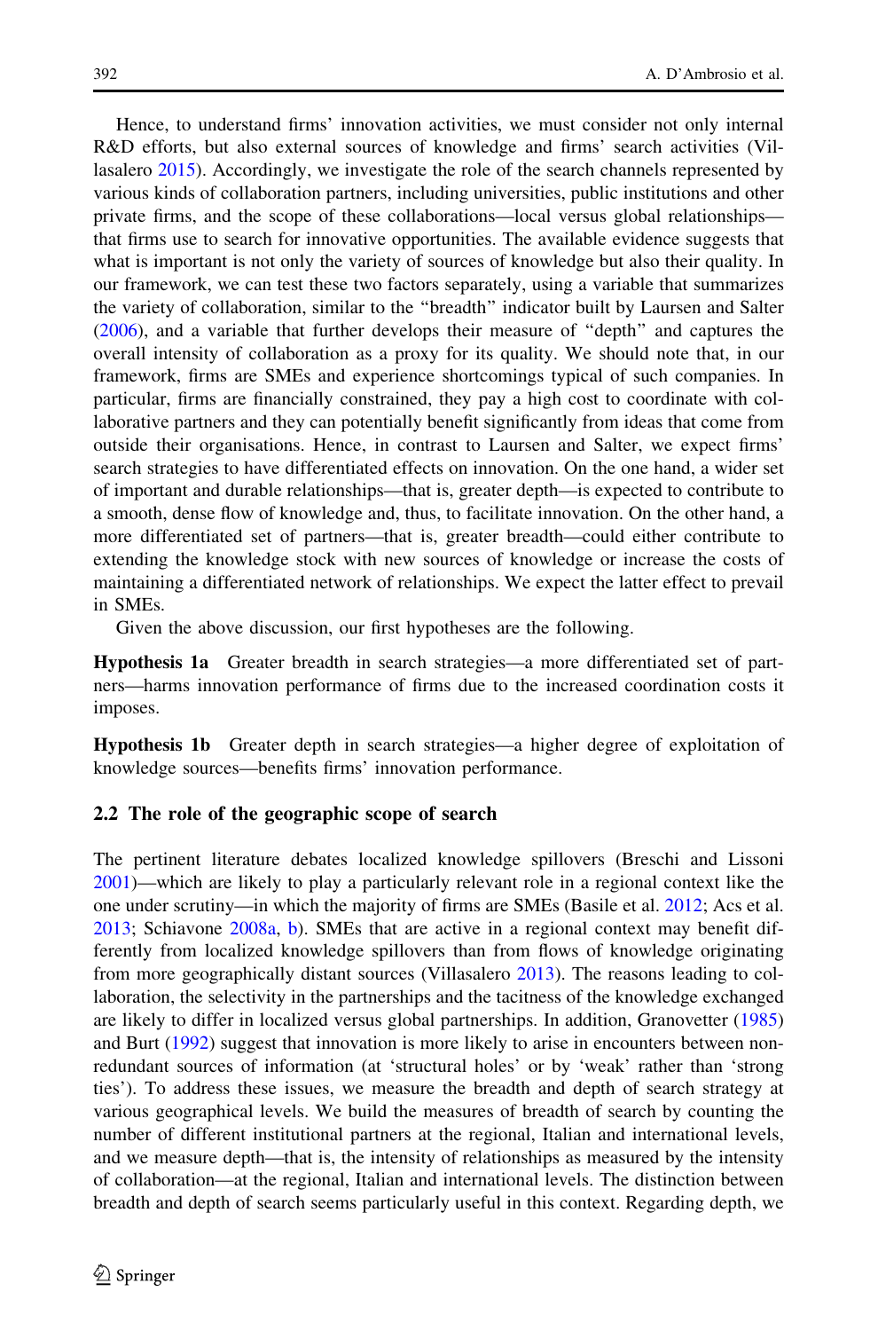Hence, to understand firms' innovation activities, we must consider not only internal R&D efforts, but also external sources of knowledge and firms' search activities (Villasalero 2015). Accordingly, we investigate the role of the search channels represented by various kinds of collaboration partners, including universities, public institutions and other private firms, and the scope of these collaborations—local versus global relationships—that firms use to search for innovative opportunities. The available evidence suggests that what is important is not only the variety of sources of knowledge but also their quality. In our framework, we can test these two factors separately, using a variable that summarizes the variety of collaboration, similar to the "breadth" indicator built by Laursen and Salter (2006), and a variable that further develops their measure of "depth" and captures the overall intensity of collaboration as a proxy for its quality. We should note that, in our framework, firms are SMEs and experience shortcomings typical of such companies. In particular, firms are financially constrained, they pay a high cost to coordinate with collaborative partners and they can potentially benefit significantly from ideas that come from outside their organisations. Hence, in contrast to Laursen and Salter, we expect firms' search strategies to have differentiated effects on innovation. On the one hand, a wider set of important and durable relationships—that is, greater depth—is expected to contribute to a smooth, dense flow of knowledge and, thus, to facilitate innovation. On the other hand, a more differentiated set of partners—that is, greater breadth—could either contribute to extending the knowledge stock with new sources of knowledge or increase the costs of maintaining a differentiated network of relationships. We expect the latter effect to prevail in SMEs.

Given the above discussion, our first hypotheses are the following.

**Hypothesis 1a** Greater breadth in search strategies—a more differentiated set of partners—harms innovation performance of firms due to the increased coordination costs it imposes.

**Hypothesis 1b** Greater depth in search strategies—a higher degree of exploitation of knowledge sources—benefits firms' innovation performance.

### 2.2 The role of the geographic scope of search

The pertinent literature debates localized knowledge spillovers (Breschi and Lissoni 2001)—which are likely to play a particularly relevant role in a regional context like the one under scrutiny—in which the majority of firms are SMEs (Basile et al. 2012; Acs et al. 2013; Schiavone 2008a, b). SMEs that are active in a regional context may benefit differently from localized knowledge spillovers than from flows of knowledge originating from more geographically distant sources (Villasalero 2013). The reasons leading to collaboration, the selectivity in the partnerships and the tacitness of the knowledge exchanged are likely to differ in localized versus global partnerships. In addition, Granovetter (1985) and Burt (1992) suggest that innovation is more likely to arise in encounters between non-redundant sources of information (at 'structural holes' or by 'weak' rather than 'strong ties'). To address these issues, we measure the breadth and depth of search strategy at various geographical levels. We build the measures of breadth of search by counting the number of different institutional partners at the regional, Italian and international levels, and we measure depth—that is, the intensity of relationships as measured by the intensity of collaboration—at the regional, Italian and international levels. The distinction between breadth and depth of search seems particularly useful in this context. Regarding depth, we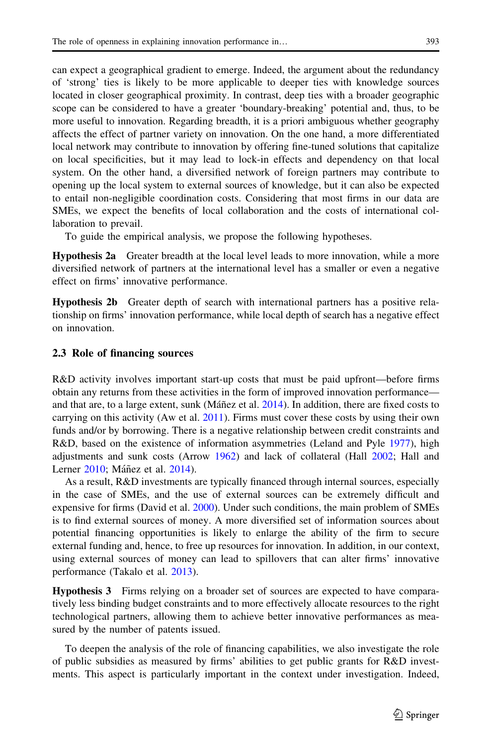can expect a geographical gradient to emerge. Indeed, the argument about the redundancy of 'strong' ties is likely to be more applicable to deeper ties with knowledge sources located in closer geographical proximity. In contrast, deep ties with a broader geographic scope can be considered to have a greater 'boundary-breaking' potential and, thus, to be more useful to innovation. Regarding breadth, it is a priori ambiguous whether geography affects the effect of partner variety on innovation. On the one hand, a more differentiated local network may contribute to innovation by offering fine-tuned solutions that capitalize on local specificities, but it may lead to lock-in effects and dependency on that local system. On the other hand, a diversified network of foreign partners may contribute to opening up the local system to external sources of knowledge, but it can also be expected to entail non-negligible coordination costs. Considering that most firms in our data are SMEs, we expect the benefits of local collaboration and the costs of international collaboration to prevail.

To guide the empirical analysis, we propose the following hypotheses.

**Hypothesis 2a** Greater breadth at the local level leads to more innovation, while a more diversified network of partners at the international level has a smaller or even a negative effect on firms' innovative performance.

**Hypothesis 2b** Greater depth of search with international partners has a positive relationship on firms' innovation performance, while local depth of search has a negative effect on innovation.

### 2.3 Role of financing sources

R&D activity involves important start-up costs that must be paid upfront—before firms obtain any returns from these activities in the form of improved innovation performance—and that are, to a large extent, sunk (Máñez et al. 2014). In addition, there are fixed costs to carrying on this activity (Aw et al. 2011). Firms must cover these costs by using their own funds and/or by borrowing. There is a negative relationship between credit constraints and R&D, based on the existence of information asymmetries (Leland and Pyle 1977), high adjustments and sunk costs (Arrow 1962) and lack of collateral (Hall 2002; Hall and Lerner 2010; Máñez et al. 2014).

As a result, R&D investments are typically financed through internal sources, especially in the case of SMEs, and the use of external sources can be extremely difficult and expensive for firms (David et al. 2000). Under such conditions, the main problem of SMEs is to find external sources of money. A more diversified set of information sources about potential financing opportunities is likely to enlarge the ability of the firm to secure external funding and, hence, to free up resources for innovation. In addition, in our context, using external sources of money can lead to spillovers that can alter firms' innovative performance (Takalo et al. 2013).

**Hypothesis 3** Firms relying on a broader set of sources are expected to have comparatively less binding budget constraints and to more effectively allocate resources to the right technological partners, allowing them to achieve better innovative performances as measured by the number of patents issued.

To deepen the analysis of the role of financing capabilities, we also investigate the role of public subsidies as measured by firms' abilities to get public grants for R&D investments. This aspect is particularly important in the context under investigation. Indeed,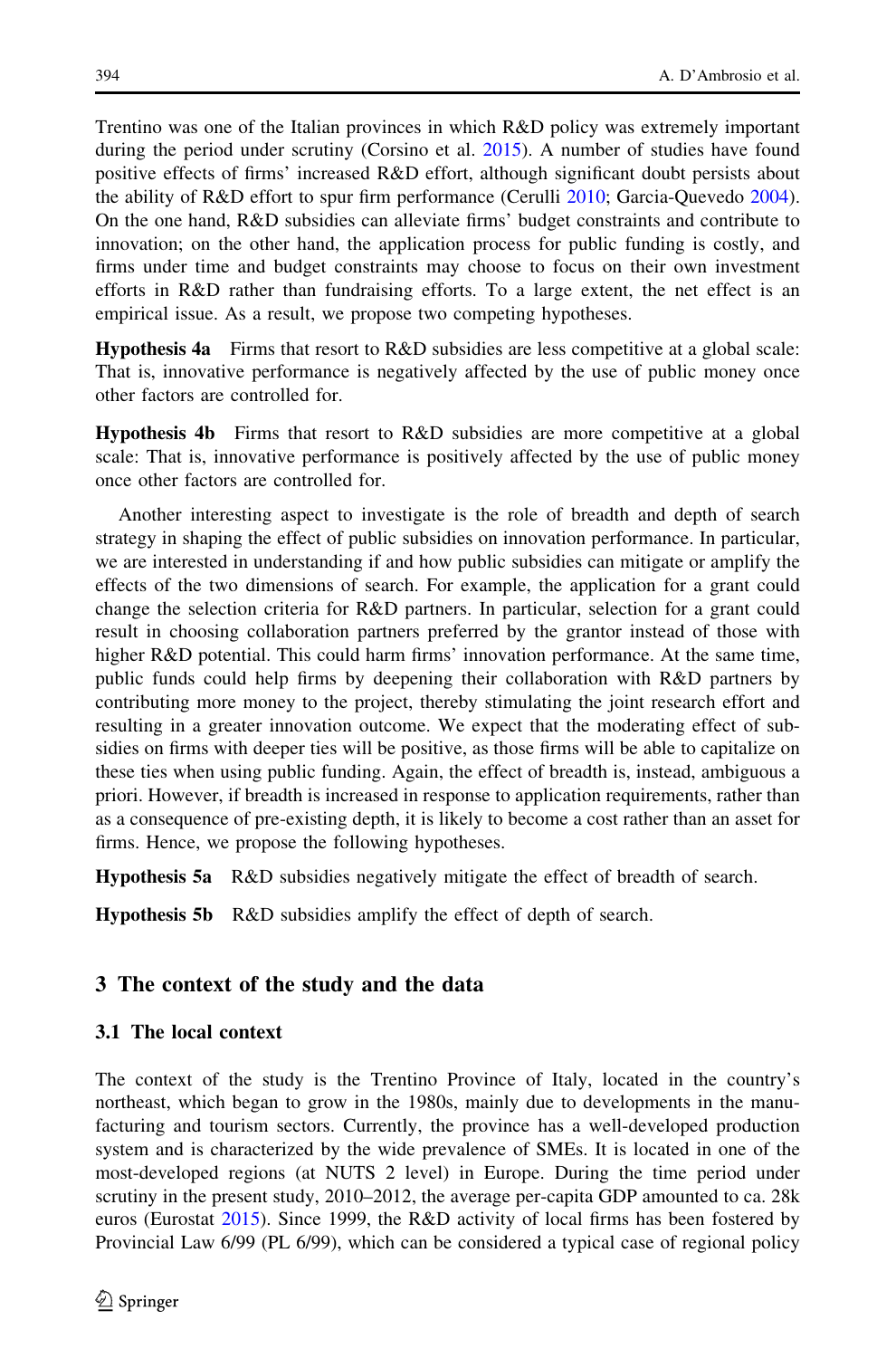Trentino was one of the Italian provinces in which R&D policy was extremely important during the period under scrutiny (Corsino et al. 2015). A number of studies have found positive effects of firms' increased R&D effort, although significant doubt persists about the ability of R&D effort to spur firm performance (Cerulli 2010; Garcia-Quevedo 2004). On the one hand, R&D subsidies can alleviate firms' budget constraints and contribute to innovation; on the other hand, the application process for public funding is costly, and firms under time and budget constraints may choose to focus on their own investment efforts in R&D rather than fundraising efforts. To a large extent, the net effect is an empirical issue. As a result, we propose two competing hypotheses.

**Hypothesis 4a** Firms that resort to R&D subsidies are less competitive at a global scale: That is, innovative performance is negatively affected by the use of public money once other factors are controlled for.

**Hypothesis 4b** Firms that resort to R&D subsidies are more competitive at a global scale: That is, innovative performance is positively affected by the use of public money once other factors are controlled for.

Another interesting aspect to investigate is the role of breadth and depth of search strategy in shaping the effect of public subsidies on innovation performance. In particular, we are interested in understanding if and how public subsidies can mitigate or amplify the effects of the two dimensions of search. For example, the application for a grant could change the selection criteria for R&D partners. In particular, selection for a grant could result in choosing collaboration partners preferred by the grantor instead of those with higher R&D potential. This could harm firms' innovation performance. At the same time, public funds could help firms by deepening their collaboration with R&D partners by contributing more money to the project, thereby stimulating the joint research effort and resulting in a greater innovation outcome. We expect that the moderating effect of subsidies on firms with deeper ties will be positive, as those firms will be able to capitalize on these ties when using public funding. Again, the effect of breadth is, instead, ambiguous a priori. However, if breadth is increased in response to application requirements, rather than as a consequence of pre-existing depth, it is likely to become a cost rather than an asset for firms. Hence, we propose the following hypotheses.

**Hypothesis 5a** R&D subsidies negatively mitigate the effect of breadth of search.

**Hypothesis 5b** R&D subsidies amplify the effect of depth of search.

## 3 The context of the study and the data

### 3.1 The local context

The context of the study is the Trentino Province of Italy, located in the country's northeast, which began to grow in the 1980s, mainly due to developments in the manufacturing and tourism sectors. Currently, the province has a well-developed production system and is characterized by the wide prevalence of SMEs. It is located in one of the most-developed regions (at NUTS 2 level) in Europe. During the time period under scrutiny in the present study, 2010–2012, the average per-capita GDP amounted to ca. 28k euros (Eurostat 2015). Since 1999, the R&D activity of local firms has been fostered by Provincial Law 6/99 (PL 6/99), which can be considered a typical case of regional policy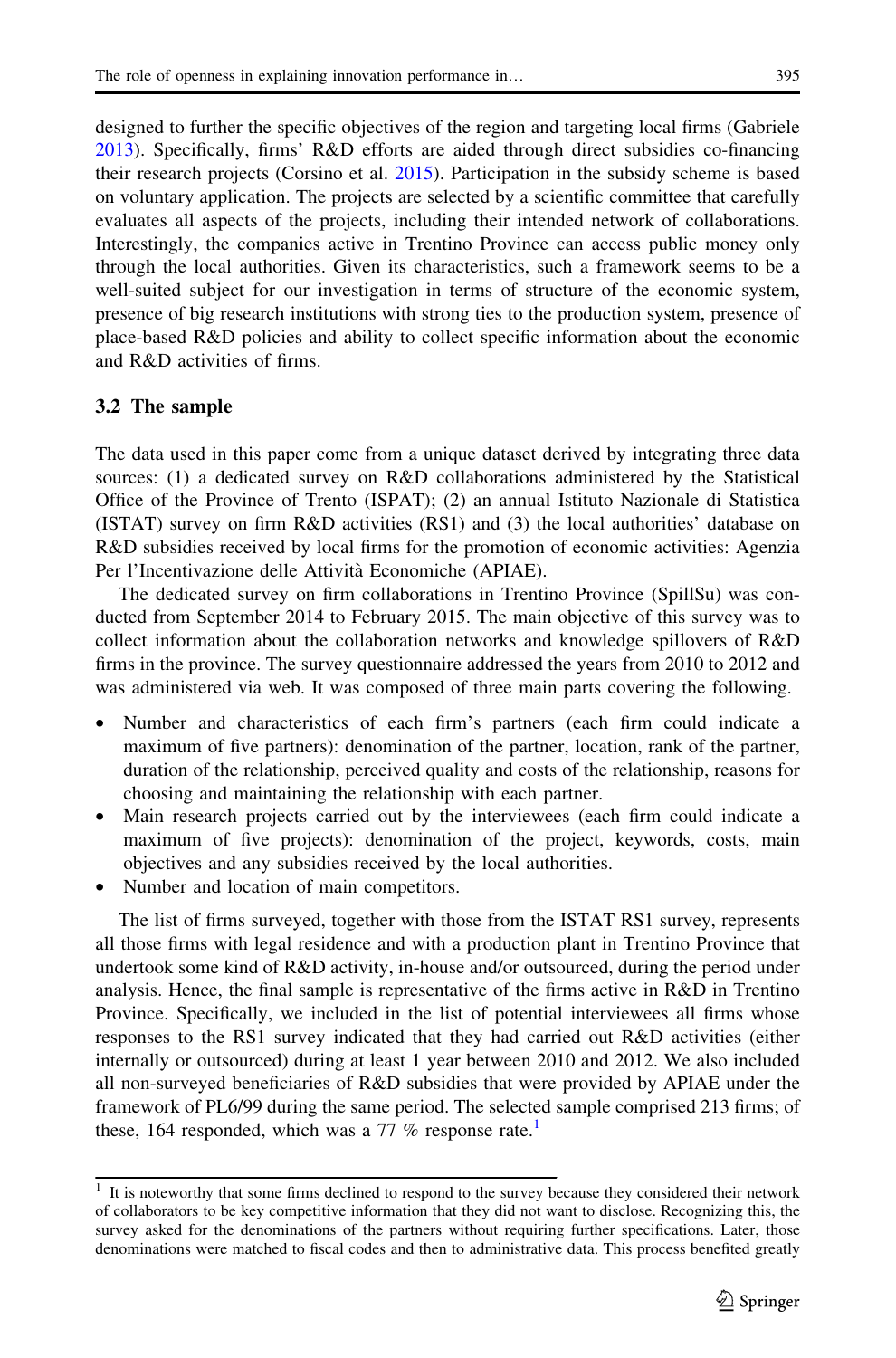designed to further the specific objectives of the region and targeting local firms (Gabriele 2013). Specifically, firms' R&D efforts are aided through direct subsidies co-financing their research projects (Corsino et al. 2015). Participation in the subsidy scheme is based on voluntary application. The projects are selected by a scientific committee that carefully evaluates all aspects of the projects, including their intended network of collaborations. Interestingly, the companies active in Trentino Province can access public money only through the local authorities. Given its characteristics, such a framework seems to be a well-suited subject for our investigation in terms of structure of the economic system, presence of big research institutions with strong ties to the production system, presence of place-based R&D policies and ability to collect specific information about the economic and R&D activities of firms.

## 3.2 The sample

The data used in this paper come from a unique dataset derived by integrating three data sources: (1) a dedicated survey on R&D collaborations administered by the Statistical Office of the Province of Trento (ISPAT); (2) an annual Istituto Nazionale di Statistica (ISTAT) survey on firm R&D activities (RS1) and (3) the local authorities' database on R&D subsidies received by local firms for the promotion of economic activities: Agenzia Per l'Incentivazione delle Attività Economiche (APIAE).

The dedicated survey on firm collaborations in Trentino Province (SpillSu) was conducted from September 2014 to February 2015. The main objective of this survey was to collect information about the collaboration networks and knowledge spillovers of R&D firms in the province. The survey questionnaire addressed the years from 2010 to 2012 and was administered via web. It was composed of three main parts covering the following.

- Number and characteristics of each firm's partners (each firm could indicate a maximum of five partners): denomination of the partner, location, rank of the partner, duration of the relationship, perceived quality and costs of the relationship, reasons for choosing and maintaining the relationship with each partner.
- Main research projects carried out by the interviewees (each firm could indicate a maximum of five projects): denomination of the project, keywords, costs, main objectives and any subsidies received by the local authorities.
- Number and location of main competitors.

The list of firms surveyed, together with those from the ISTAT RS1 survey, represents all those firms with legal residence and with a production plant in Trentino Province that undertook some kind of R&D activity, in-house and/or outsourced, during the period under analysis. Hence, the final sample is representative of the firms active in R&D in Trentino Province. Specifically, we included in the list of potential interviewees all firms whose responses to the RS1 survey indicated that they had carried out R&D activities (either internally or outsourced) during at least 1 year between 2010 and 2012. We also included all non-surveyed beneficiaries of R&D subsidies that were provided by APIAE under the framework of PL6/99 during the same period. The selected sample comprised 213 firms; of these, 164 responded, which was a 77 % response rate.[1]

[1] It is noteworthy that some firms declined to respond to the survey because they considered their network of collaborators to be key competitive information that they did not want to disclose. Recognizing this, the survey asked for the denominations of the partners without requiring further specifications. Later, those denominations were matched to fiscal codes and then to administrative data. This process benefited greatly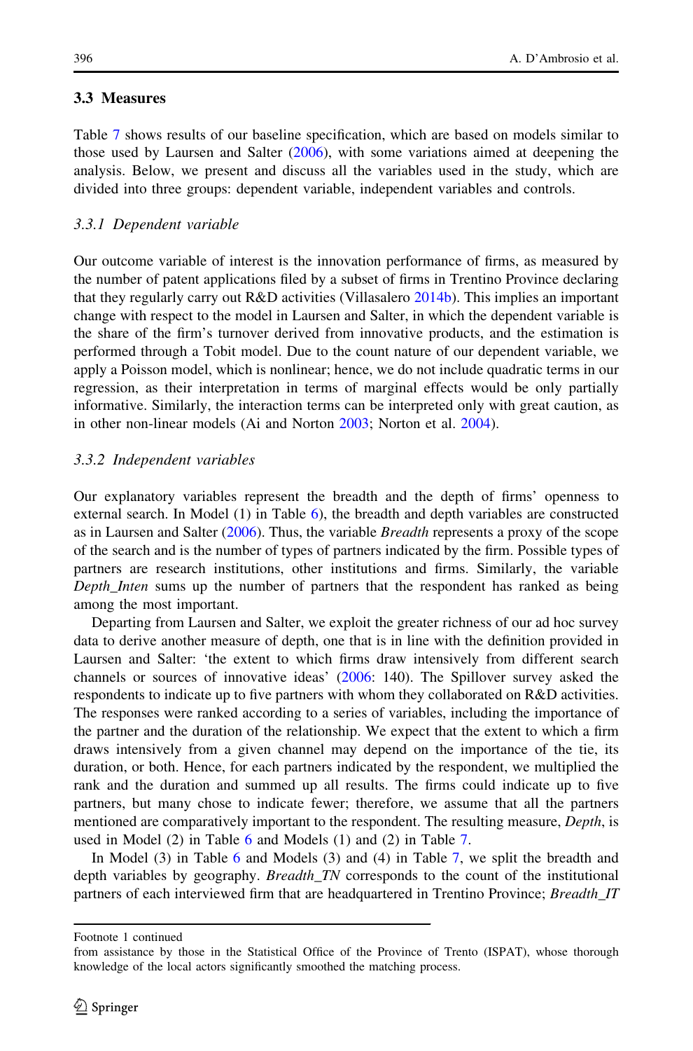### 3.3 Measures

Table 7 shows results of our baseline specification, which are based on models similar to those used by Laursen and Salter (2006), with some variations aimed at deepening the analysis. Below, we present and discuss all the variables used in the study, which are divided into three groups: dependent variable, independent variables and controls.

#### *3.3.1 Dependent variable*

Our outcome variable of interest is the innovation performance of firms, as measured by the number of patent applications filed by a subset of firms in Trentino Province declaring that they regularly carry out R&D activities (Villasalero 2014b). This implies an important change with respect to the model in Laursen and Salter, in which the dependent variable is the share of the firm's turnover derived from innovative products, and the estimation is performed through a Tobit model. Due to the count nature of our dependent variable, we apply a Poisson model, which is nonlinear; hence, we do not include quadratic terms in our regression, as their interpretation in terms of marginal effects would be only partially informative. Similarly, the interaction terms can be interpreted only with great caution, as in other non-linear models (Ai and Norton 2003; Norton et al. 2004).

#### *3.3.2 Independent variables*

Our explanatory variables represent the breadth and the depth of firms' openness to external search. In Model (1) in Table 6), the breadth and depth variables are constructed as in Laursen and Salter (2006). Thus, the variable *Breadth* represents a proxy of the scope of the search and is the number of types of partners indicated by the firm. Possible types of partners are research institutions, other institutions and firms. Similarly, the variable *Depth_Inten* sums up the number of partners that the respondent has ranked as being among the most important.

Departing from Laursen and Salter, we exploit the greater richness of our ad hoc survey data to derive another measure of depth, one that is in line with the definition provided in Laursen and Salter: 'the extent to which firms draw intensively from different search channels or sources of innovative ideas' (2006: 140). The Spillover survey asked the respondents to indicate up to five partners with whom they collaborated on R&D activities. The responses were ranked according to a series of variables, including the importance of the partner and the duration of the relationship. We expect that the extent to which a firm draws intensively from a given channel may depend on the importance of the tie, its duration, or both. Hence, for each partners indicated by the respondent, we multiplied the rank and the duration and summed up all results. The firms could indicate up to five partners, but many chose to indicate fewer; therefore, we assume that all the partners mentioned are comparatively important to the respondent. The resulting measure, *Depth*, is used in Model (2) in Table 6 and Models (1) and (2) in Table 7.

In Model (3) in Table 6 and Models (3) and (4) in Table 7, we split the breadth and depth variables by geography. *Breadth_TN* corresponds to the count of the institutional partners of each interviewed firm that are headquartered in Trentino Province; *Breadth_IT*

---

Footnote 1 continued
from assistance by those in the Statistical Office of the Province of Trento (ISPAT), whose thorough knowledge of the local actors significantly smoothed the matching process.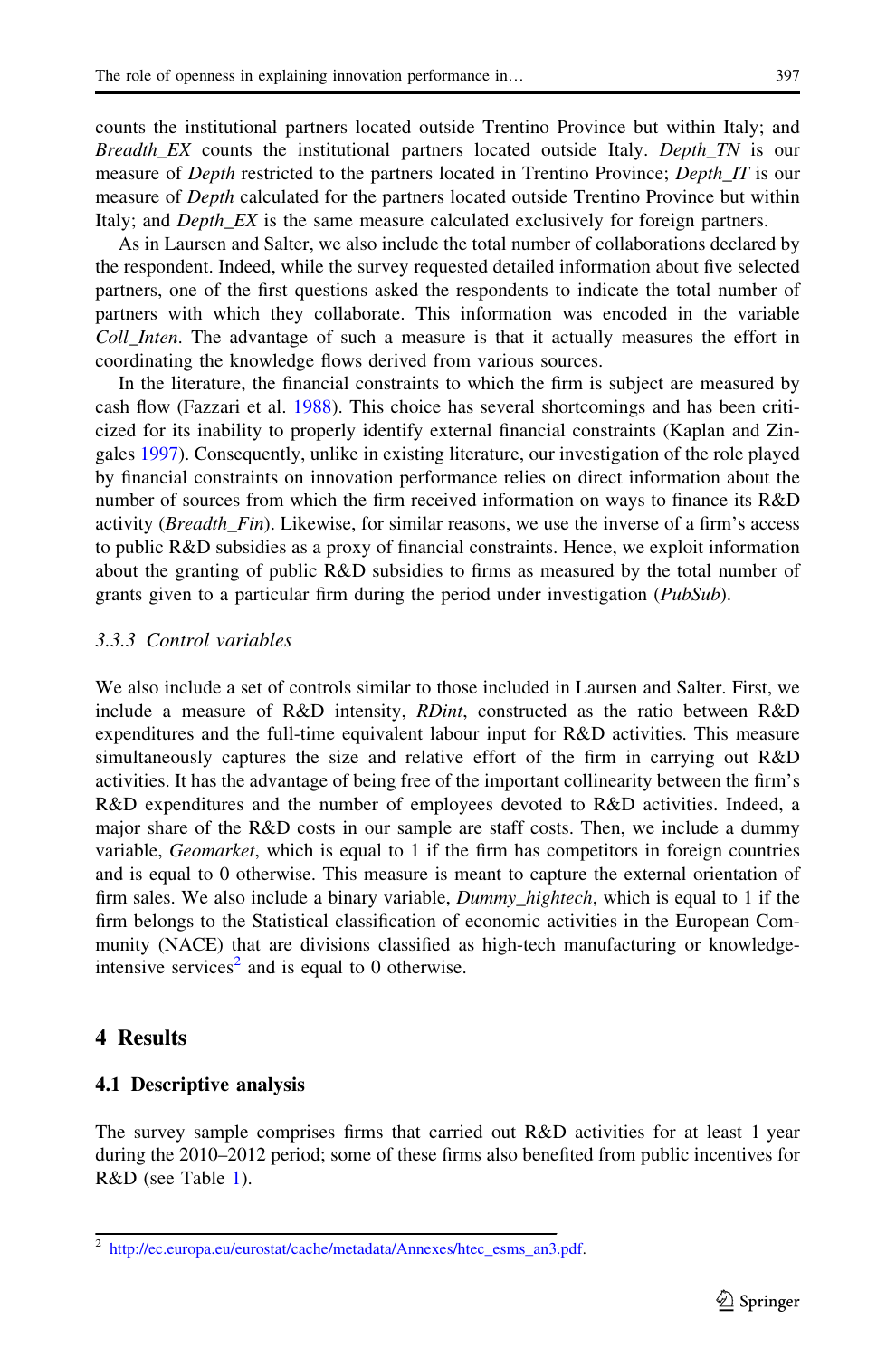counts the institutional partners located outside Trentino Province but within Italy; and *Breadth_EX* counts the institutional partners located outside Italy. *Depth_TN* is our measure of *Depth* restricted to the partners located in Trentino Province; *Depth_IT* is our measure of *Depth* calculated for the partners located outside Trentino Province but within Italy; and *Depth_EX* is the same measure calculated exclusively for foreign partners.

As in Laursen and Salter, we also include the total number of collaborations declared by the respondent. Indeed, while the survey requested detailed information about five selected partners, one of the first questions asked the respondents to indicate the total number of partners with which they collaborate. This information was encoded in the variable *Coll_Inten*. The advantage of such a measure is that it actually measures the effort in coordinating the knowledge flows derived from various sources.

In the literature, the financial constraints to which the firm is subject are measured by cash flow (Fazzari et al. 1988). This choice has several shortcomings and has been criticized for its inability to properly identify external financial constraints (Kaplan and Zingales 1997). Consequently, unlike in existing literature, our investigation of the role played by financial constraints on innovation performance relies on direct information about the number of sources from which the firm received information on ways to finance its R&D activity (*Breadth_Fin*). Likewise, for similar reasons, we use the inverse of a firm's access to public R&D subsidies as a proxy of financial constraints. Hence, we exploit information about the granting of public R&D subsidies to firms as measured by the total number of grants given to a particular firm during the period under investigation (*PubSub*).

### 3.3.3 Control variables

We also include a set of controls similar to those included in Laursen and Salter. First, we include a measure of R&D intensity, *RDint*, constructed as the ratio between R&D expenditures and the full-time equivalent labour input for R&D activities. This measure simultaneously captures the size and relative effort of the firm in carrying out R&D activities. It has the advantage of being free of the important collinearity between the firm's R&D expenditures and the number of employees devoted to R&D activities. Indeed, a major share of the R&D costs in our sample are staff costs. Then, we include a dummy variable, *Geomarket*, which is equal to 1 if the firm has competitors in foreign countries and is equal to 0 otherwise. This measure is meant to capture the external orientation of firm sales. We also include a binary variable, *Dummy_hightech*, which is equal to 1 if the firm belongs to the Statistical classification of economic activities in the European Community (NACE) that are divisions classified as high-tech manufacturing or knowledge-intensive services[2] and is equal to 0 otherwise.

## 4 Results

### 4.1 Descriptive analysis

The survey sample comprises firms that carried out R&D activities for at least 1 year during the 2010–2012 period; some of these firms also benefited from public incentives for R&D (see Table 1).

[2] http://ec.europa.eu/eurostat/cache/metadata/Annexes/htec_esms_an3.pdf.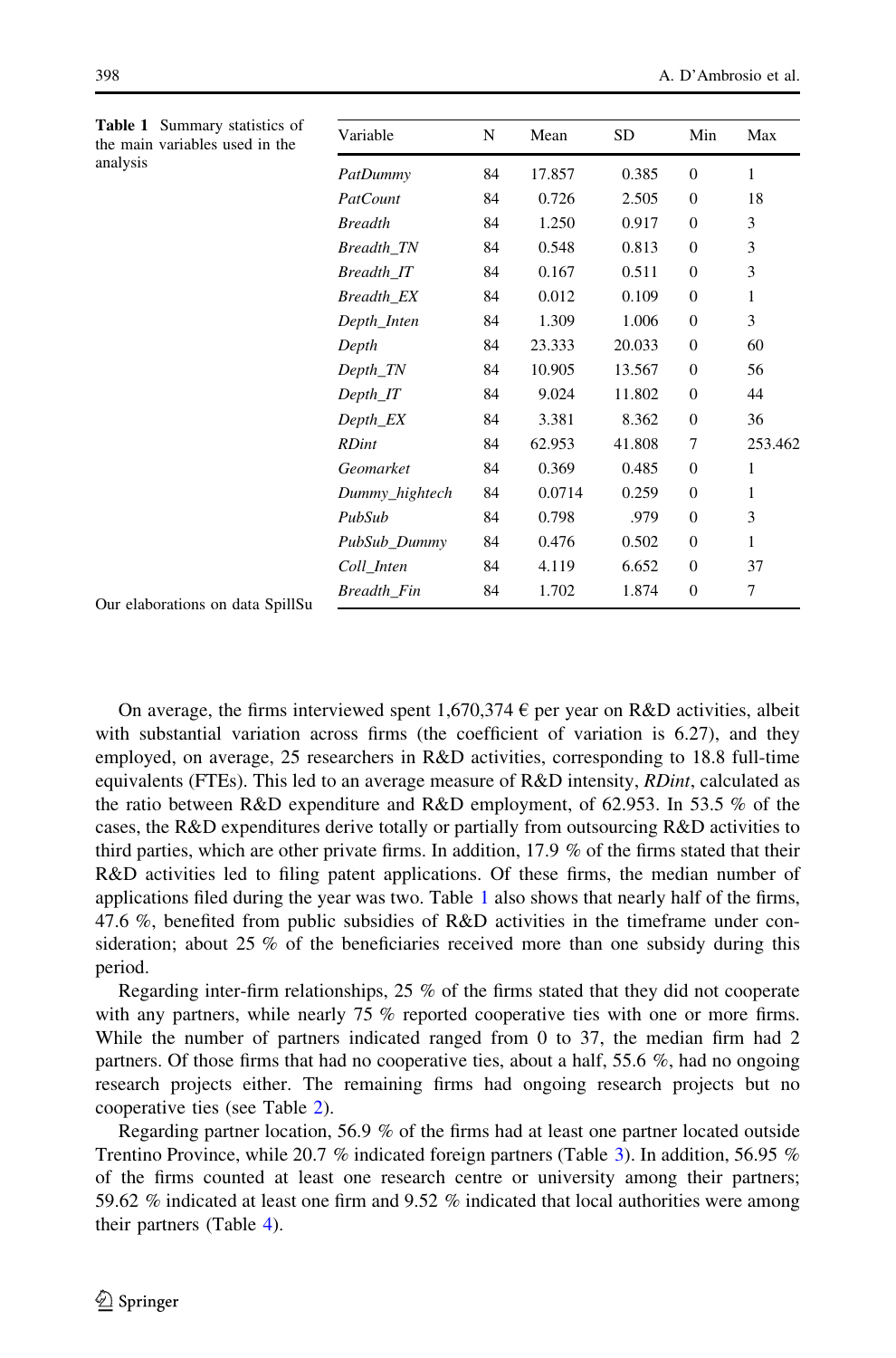**Table 1** Summary statistics of the main variables used in the analysis

| Variable | N | Mean | SD | Min | Max |
|---|---|---|---|---|---|
| *PatDummy* | 84 | 17.857 | 0.385 | 0 | 1 |
| *PatCount* | 84 | 0.726 | 2.505 | 0 | 18 |
| *Breadth* | 84 | 1.250 | 0.917 | 0 | 3 |
| *Breadth_TN* | 84 | 0.548 | 0.813 | 0 | 3 |
| *Breadth_IT* | 84 | 0.167 | 0.511 | 0 | 3 |
| *Breadth_EX* | 84 | 0.012 | 0.109 | 0 | 1 |
| *Depth_Inten* | 84 | 1.309 | 1.006 | 0 | 3 |
| *Depth* | 84 | 23.333 | 20.033 | 0 | 60 |
| *Depth_TN* | 84 | 10.905 | 13.567 | 0 | 56 |
| *Depth_IT* | 84 | 9.024 | 11.802 | 0 | 44 |
| *Depth_EX* | 84 | 3.381 | 8.362 | 0 | 36 |
| *RDint* | 84 | 62.953 | 41.808 | 7 | 253.462 |
| *Geomarket* | 84 | 0.369 | 0.485 | 0 | 1 |
| *Dummy_hightech* | 84 | 0.0714 | 0.259 | 0 | 1 |
| *PubSub* | 84 | 0.798 | .979 | 0 | 3 |
| *PubSub_Dummy* | 84 | 0.476 | 0.502 | 0 | 1 |
| *Coll_Inten* | 84 | 4.119 | 6.652 | 0 | 37 |
| *Breadth_Fin* | 84 | 1.702 | 1.874 | 0 | 7 |

Our elaborations on data SpillSu

On average, the firms interviewed spent 1,670,374 € per year on R&D activities, albeit with substantial variation across firms (the coefficient of variation is 6.27), and they employed, on average, 25 researchers in R&D activities, corresponding to 18.8 full-time equivalents (FTEs). This led to an average measure of R&D intensity, *RDint*, calculated as the ratio between R&D expenditure and R&D employment, of 62.953. In 53.5 % of the cases, the R&D expenditures derive totally or partially from outsourcing R&D activities to third parties, which are other private firms. In addition, 17.9 % of the firms stated that their R&D activities led to filing patent applications. Of these firms, the median number of applications filed during the year was two. Table 1 also shows that nearly half of the firms, 47.6 %, benefited from public subsidies of R&D activities in the timeframe under consideration; about 25 % of the beneficiaries received more than one subsidy during this period.

Regarding inter-firm relationships, 25 % of the firms stated that they did not cooperate with any partners, while nearly 75 % reported cooperative ties with one or more firms. While the number of partners indicated ranged from 0 to 37, the median firm had 2 partners. Of those firms that had no cooperative ties, about a half, 55.6 %, had no ongoing research projects either. The remaining firms had ongoing research projects but no cooperative ties (see Table 2).

Regarding partner location, 56.9 % of the firms had at least one partner located outside Trentino Province, while 20.7 % indicated foreign partners (Table 3). In addition, 56.95 % of the firms counted at least one research centre or university among their partners; 59.62 % indicated at least one firm and 9.52 % indicated that local authorities were among their partners (Table 4).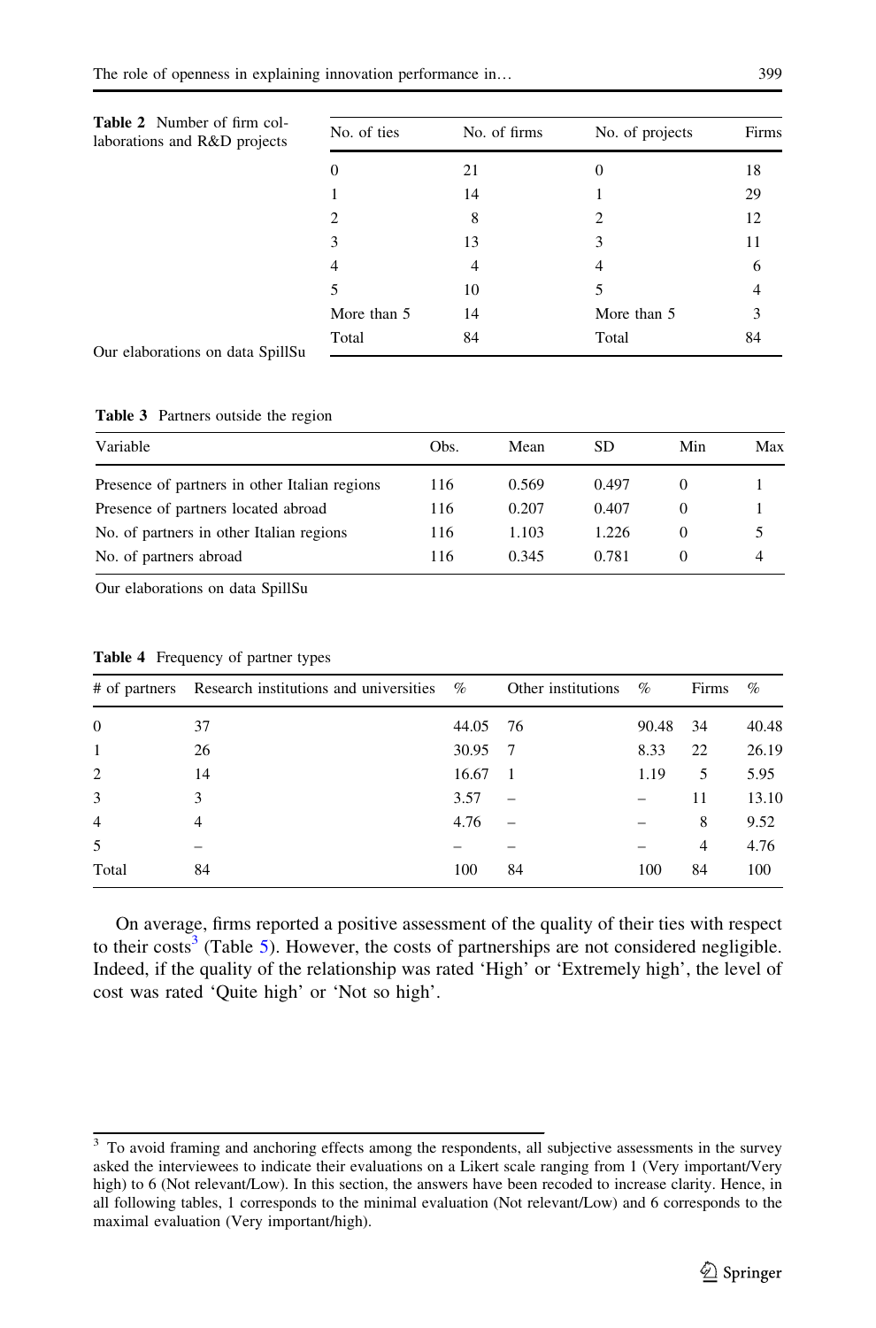**Table 2** Number of firm collaborations and R&D projects

| No. of ties | No. of firms | No. of projects | Firms |
|---|---|---|---|
| 0 | 21 | 0 | 18 |
| 1 | 14 | 1 | 29 |
| 2 | 8 | 2 | 12 |
| 3 | 13 | 3 | 11 |
| 4 | 4 | 4 | 6 |
| 5 | 10 | 5 | 4 |
| More than 5 | 14 | More than 5 | 3 |
| Total | 84 | Total | 84 |

Our elaborations on data SpillSu

**Table 3** Partners outside the region

| Variable | Obs. | Mean | SD | Min | Max |
|---|---|---|---|---|---|
| Presence of partners in other Italian regions | 116 | 0.569 | 0.497 | 0 | 1 |
| Presence of partners located abroad | 116 | 0.207 | 0.407 | 0 | 1 |
| No. of partners in other Italian regions | 116 | 1.103 | 1.226 | 0 | 5 |
| No. of partners abroad | 116 | 0.345 | 0.781 | 0 | 4 |

Our elaborations on data SpillSu

**Table 4** Frequency of partner types

| # of partners | Research institutions and universities | % | Other institutions | % | Firms | % |
|---|---|---|---|---|---|---|
| 0 | 37 | 44.05 | 76 | 90.48 | 34 | 40.48 |
| 1 | 26 | 30.95 | 7 | 8.33 | 22 | 26.19 |
| 2 | 14 | 16.67 | 1 | 1.19 | 5 | 5.95 |
| 3 | 3 | 3.57 | – | – | 11 | 13.10 |
| 4 | 4 | 4.76 | – | – | 8 | 9.52 |
| 5 | – | – | – | – | 4 | 4.76 |
| Total | 84 | 100 | 84 | 100 | 84 | 100 |

On average, firms reported a positive assessment of the quality of their ties with respect to their costs[3] (Table 5). However, the costs of partnerships are not considered negligible. Indeed, if the quality of the relationship was rated 'High' or 'Extremely high', the level of cost was rated 'Quite high' or 'Not so high'.

[3] To avoid framing and anchoring effects among the respondents, all subjective assessments in the survey asked the interviewees to indicate their evaluations on a Likert scale ranging from 1 (Very important/Very high) to 6 (Not relevant/Low). In this section, the answers have been recoded to increase clarity. Hence, in all following tables, 1 corresponds to the minimal evaluation (Not relevant/Low) and 6 corresponds to the maximal evaluation (Very important/high).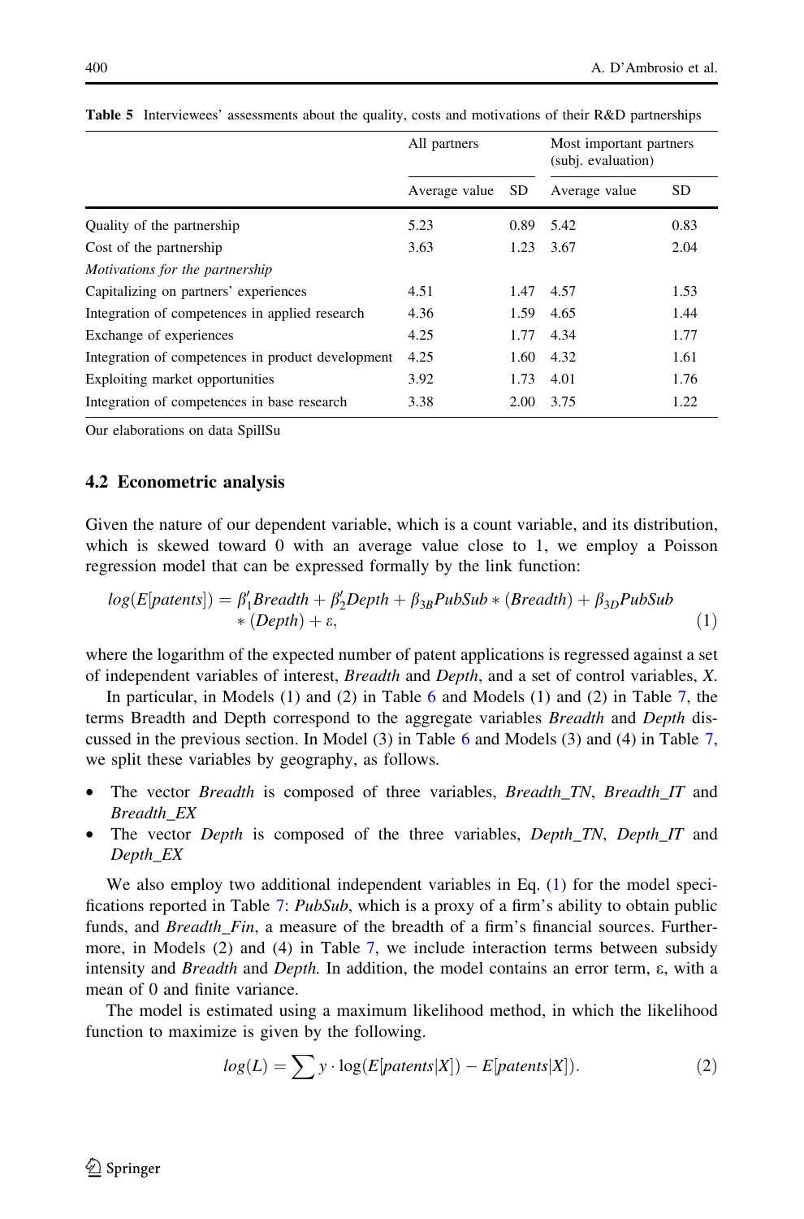Table 5 Interviewees' assessments about the quality, costs and motivations of their R&D partnerships

| | All partners | | Most important partners (subj. evaluation) | |
|---|---|---|---|---|
| | Average value | SD | Average value | SD |
| Quality of the partnership | 5.23 | 0.89 | 5.42 | 0.83 |
| Cost of the partnership | 3.63 | 1.23 | 3.67 | 2.04 |
| *Motivations for the partnership* | | | | |
| Capitalizing on partners' experiences | 4.51 | 1.47 | 4.57 | 1.53 |
| Integration of competences in applied research | 4.36 | 1.59 | 4.65 | 1.44 |
| Exchange of experiences | 4.25 | 1.77 | 4.34 | 1.77 |
| Integration of competences in product development | 4.25 | 1.60 | 4.32 | 1.61 |
| Exploiting market opportunities | 3.92 | 1.73 | 4.01 | 1.76 |
| Integration of competences in base research | 3.38 | 2.00 | 3.75 | 1.22 |

Our elaborations on data SpillSu

### 4.2 Econometric analysis

Given the nature of our dependent variable, which is a count variable, and its distribution, which is skewed toward 0 with an average value close to 1, we employ a Poisson regression model that can be expressed formally by the link function:

$$log(E[patents]) = \beta_1' Breadth + \beta_2' Depth + \beta_{3B} PubSub * (Breadth) + \beta_{3D} PubSub * (Depth) + \varepsilon, \quad (1)$$

where the logarithm of the expected number of patent applications is regressed against a set of independent variables of interest, *Breadth* and *Depth*, and a set of control variables, *X*.

In particular, in Models (1) and (2) in Table 6 and Models (1) and (2) in Table 7, the terms Breadth and Depth correspond to the aggregate variables *Breadth* and *Depth* discussed in the previous section. In Model (3) in Table 6 and Models (3) and (4) in Table 7, we split these variables by geography, as follows.

- The vector *Breadth* is composed of three variables, *Breadth_TN*, *Breadth_IT* and *Breadth_EX*
- The vector *Depth* is composed of the three variables, *Depth_TN*, *Depth_IT* and *Depth_EX*

We also employ two additional independent variables in Eq. (1) for the model specifications reported in Table 7: *PubSub*, which is a proxy of a firm's ability to obtain public funds, and *Breadth_Fin*, a measure of the breadth of a firm's financial sources. Furthermore, in Models (2) and (4) in Table 7, we include interaction terms between subsidy intensity and *Breadth* and *Depth.* In addition, the model contains an error term, ε, with a mean of 0 and finite variance.

The model is estimated using a maximum likelihood method, in which the likelihood function to maximize is given by the following.

$$log(L) = \sum y \cdot \log(E[patents|X]) - E[patents|X]). \quad (2)$$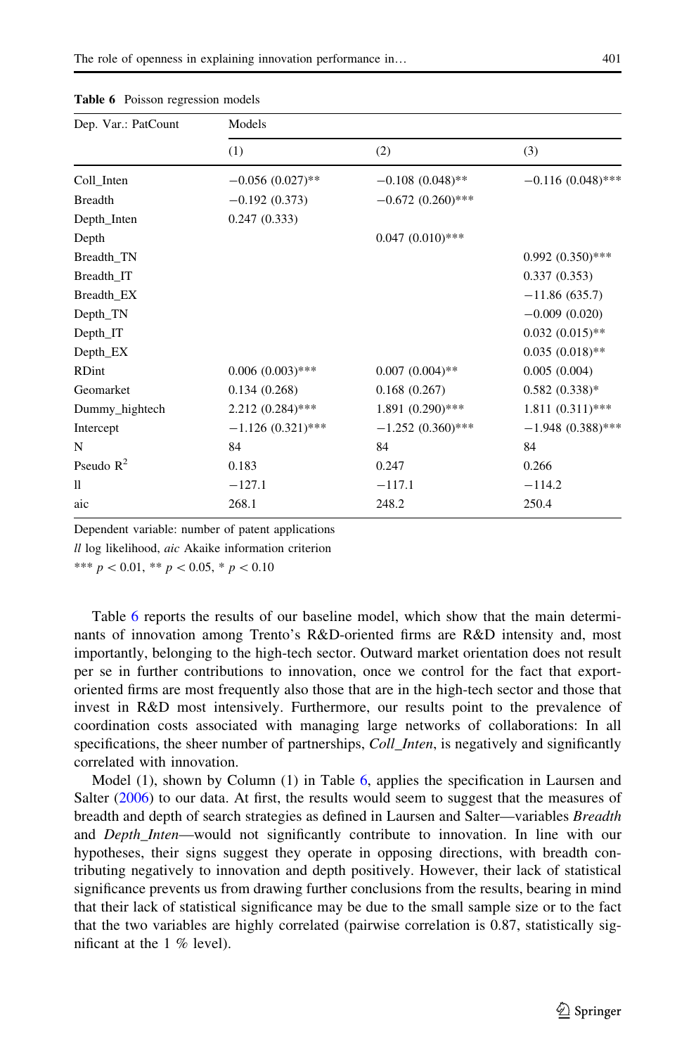**Table 6** Poisson regression models

| Dep. Var.: PatCount | Models | | |
|---|---|---|---|
| | (1) | (2) | (3) |
| Coll_Inten | −0.056 (0.027)** | −0.108 (0.048)** | −0.116 (0.048)*** |
| Breadth | −0.192 (0.373) | −0.672 (0.260)*** | |
| Depth_Inten | 0.247 (0.333) | | |
| Depth | | 0.047 (0.010)*** | |
| Breadth_TN | | | 0.992 (0.350)*** |
| Breadth_IT | | | 0.337 (0.353) |
| Breadth_EX | | | −11.86 (635.7) |
| Depth_TN | | | −0.009 (0.020) |
| Depth_IT | | | 0.032 (0.015)** |
| Depth_EX | | | 0.035 (0.018)** |
| RDint | 0.006 (0.003)*** | 0.007 (0.004)** | 0.005 (0.004) |
| Geomarket | 0.134 (0.268) | 0.168 (0.267) | 0.582 (0.338)* |
| Dummy_hightech | 2.212 (0.284)*** | 1.891 (0.290)*** | 1.811 (0.311)*** |
| Intercept | −1.126 (0.321)*** | −1.252 (0.360)*** | −1.948 (0.388)*** |
| N | 84 | 84 | 84 |
| Pseudo $R^2$ | 0.183 | 0.247 | 0.266 |
| ll | −127.1 | −117.1 | −114.2 |
| aic | 268.1 | 248.2 | 250.4 |

Dependent variable: number of patent applications

*ll* log likelihood, *aic* Akaike information criterion

*** $p < 0.01$, ** $p < 0.05$, * $p < 0.10$

Table 6 reports the results of our baseline model, which show that the main determinants of innovation among Trento's R&D-oriented firms are R&D intensity and, most importantly, belonging to the high-tech sector. Outward market orientation does not result per se in further contributions to innovation, once we control for the fact that export-oriented firms are most frequently also those that are in the high-tech sector and those that invest in R&D most intensively. Furthermore, our results point to the prevalence of coordination costs associated with managing large networks of collaborations: In all specifications, the sheer number of partnerships, *Coll_Inten*, is negatively and significantly correlated with innovation.

Model (1), shown by Column (1) in Table 6, applies the specification in Laursen and Salter (2006) to our data. At first, the results would seem to suggest that the measures of breadth and depth of search strategies as defined in Laursen and Salter—variables *Breadth* and *Depth_Inten*—would not significantly contribute to innovation. In line with our hypotheses, their signs suggest they operate in opposing directions, with breadth contributing negatively to innovation and depth positively. However, their lack of statistical significance prevents us from drawing further conclusions from the results, bearing in mind that their lack of statistical significance may be due to the small sample size or to the fact that the two variables are highly correlated (pairwise correlation is 0.87, statistically significant at the 1 % level).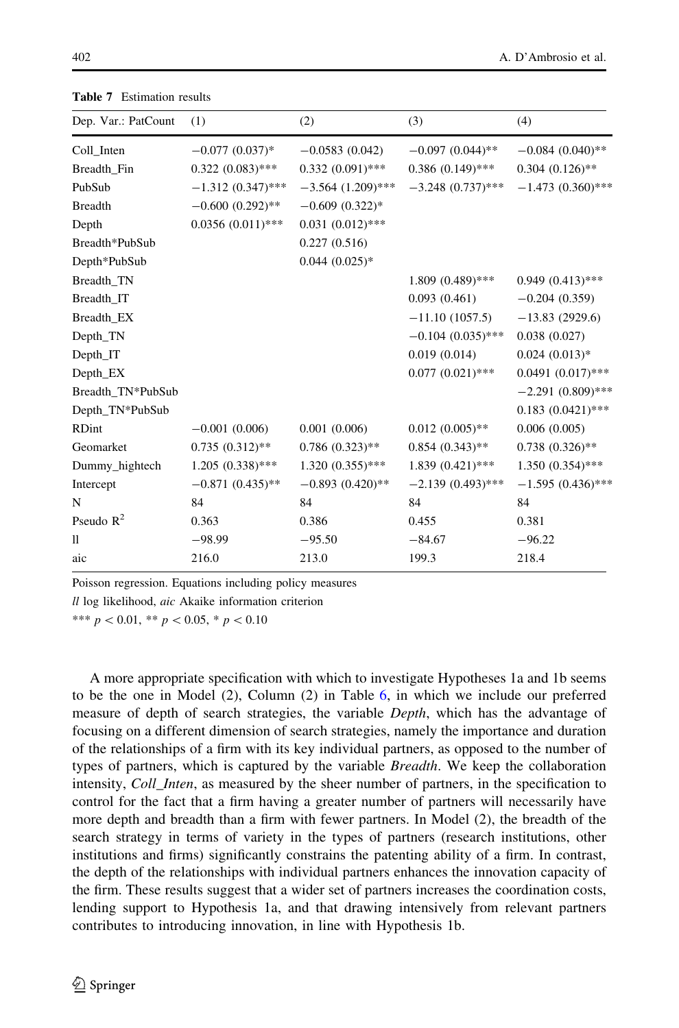**Table 7** Estimation results

| Dep. Var.: PatCount | (1) | (2) | (3) | (4) |
|---|---|---|---|---|
| Coll_Inten | −0.077 (0.037)* | −0.0583 (0.042) | −0.097 (0.044)** | −0.084 (0.040)** |
| Breadth_Fin | 0.322 (0.083)*** | 0.332 (0.091)*** | 0.386 (0.149)*** | 0.304 (0.126)** |
| PubSub | −1.312 (0.347)*** | −3.564 (1.209)*** | −3.248 (0.737)*** | −1.473 (0.360)*** |
| Breadth | −0.600 (0.292)** | −0.609 (0.322)* | | |
| Depth | 0.0356 (0.011)*** | 0.031 (0.012)*** | | |
| Breadth*PubSub | | 0.227 (0.516) | | |
| Depth*PubSub | | 0.044 (0.025)* | | |
| Breadth_TN | | | 1.809 (0.489)*** | 0.949 (0.413)*** |
| Breadth_IT | | | 0.093 (0.461) | −0.204 (0.359) |
| Breadth_EX | | | −11.10 (1057.5) | −13.83 (2929.6) |
| Depth_TN | | | −0.104 (0.035)*** | 0.038 (0.027) |
| Depth_IT | | | 0.019 (0.014) | 0.024 (0.013)* |
| Depth_EX | | | 0.077 (0.021)*** | 0.0491 (0.017)*** |
| Breadth_TN*PubSub | | | | −2.291 (0.809)*** |
| Depth_TN*PubSub | | | | 0.183 (0.0421)*** |
| RDint | −0.001 (0.006) | 0.001 (0.006) | 0.012 (0.005)** | 0.006 (0.005) |
| Geomarket | 0.735 (0.312)** | 0.786 (0.323)** | 0.854 (0.343)** | 0.738 (0.326)** |
| Dummy_hightech | 1.205 (0.338)*** | 1.320 (0.355)*** | 1.839 (0.421)*** | 1.350 (0.354)*** |
| Intercept | −0.871 (0.435)** | −0.893 (0.420)** | −2.139 (0.493)*** | −1.595 (0.436)*** |
| N | 84 | 84 | 84 | 84 |
| Pseudo $R^2$ | 0.363 | 0.386 | 0.455 | 0.381 |
| ll | −98.99 | −95.50 | −84.67 | −96.22 |
| aic | 216.0 | 213.0 | 199.3 | 218.4 |

Poisson regression. Equations including policy measures

*ll* log likelihood, *aic* Akaike information criterion

*** $p < 0.01$, ** $p < 0.05$, * $p < 0.10$

A more appropriate specification with which to investigate Hypotheses 1a and 1b seems to be the one in Model (2), Column (2) in Table 6, in which we include our preferred measure of depth of search strategies, the variable *Depth*, which has the advantage of focusing on a different dimension of search strategies, namely the importance and duration of the relationships of a firm with its key individual partners, as opposed to the number of types of partners, which is captured by the variable *Breadth*. We keep the collaboration intensity, *Coll_Inten*, as measured by the sheer number of partners, in the specification to control for the fact that a firm having a greater number of partners will necessarily have more depth and breadth than a firm with fewer partners. In Model (2), the breadth of the search strategy in terms of variety in the types of partners (research institutions, other institutions and firms) significantly constrains the patenting ability of a firm. In contrast, the depth of the relationships with individual partners enhances the innovation capacity of the firm. These results suggest that a wider set of partners increases the coordination costs, lending support to Hypothesis 1a, and that drawing intensively from relevant partners contributes to introducing innovation, in line with Hypothesis 1b.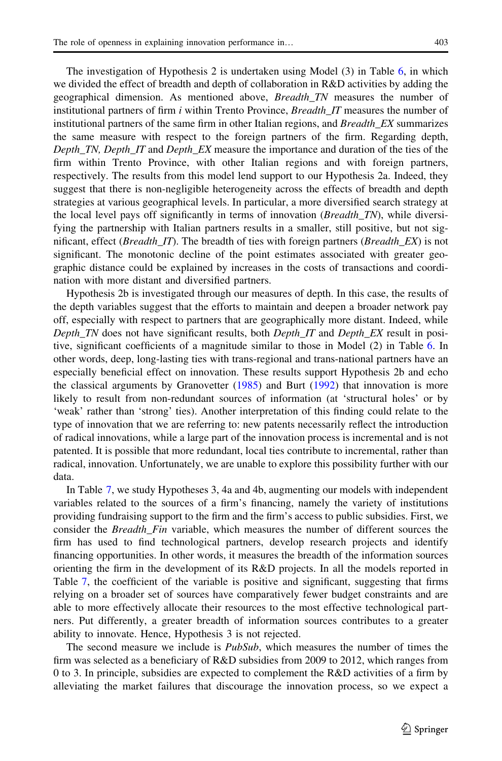The investigation of Hypothesis 2 is undertaken using Model (3) in Table 6, in which we divided the effect of breadth and depth of collaboration in R&D activities by adding the geographical dimension. As mentioned above, *Breadth_TN* measures the number of institutional partners of firm *i* within Trento Province, *Breadth_IT* measures the number of institutional partners of the same firm in other Italian regions, and *Breadth_EX* summarizes the same measure with respect to the foreign partners of the firm. Regarding depth, *Depth_TN, Depth_IT* and *Depth_EX* measure the importance and duration of the ties of the firm within Trento Province, with other Italian regions and with foreign partners, respectively. The results from this model lend support to our Hypothesis 2a. Indeed, they suggest that there is non-negligible heterogeneity across the effects of breadth and depth strategies at various geographical levels. In particular, a more diversified search strategy at the local level pays off significantly in terms of innovation (*Breadth_TN*), while diversifying the partnership with Italian partners results in a smaller, still positive, but not significant, effect (*Breadth_IT*). The breadth of ties with foreign partners (*Breadth_EX*) is not significant. The monotonic decline of the point estimates associated with greater geographic distance could be explained by increases in the costs of transactions and coordination with more distant and diversified partners.

Hypothesis 2b is investigated through our measures of depth. In this case, the results of the depth variables suggest that the efforts to maintain and deepen a broader network pay off, especially with respect to partners that are geographically more distant. Indeed, while *Depth_TN* does not have significant results, both *Depth_IT* and *Depth_EX* result in positive, significant coefficients of a magnitude similar to those in Model (2) in Table 6. In other words, deep, long-lasting ties with trans-regional and trans-national partners have an especially beneficial effect on innovation. These results support Hypothesis 2b and echo the classical arguments by Granovetter (1985) and Burt (1992) that innovation is more likely to result from non-redundant sources of information (at 'structural holes' or by 'weak' rather than 'strong' ties). Another interpretation of this finding could relate to the type of innovation that we are referring to: new patents necessarily reflect the introduction of radical innovations, while a large part of the innovation process is incremental and is not patented. It is possible that more redundant, local ties contribute to incremental, rather than radical, innovation. Unfortunately, we are unable to explore this possibility further with our data.

In Table 7, we study Hypotheses 3, 4a and 4b, augmenting our models with independent variables related to the sources of a firm's financing, namely the variety of institutions providing fundraising support to the firm and the firm's access to public subsidies. First, we consider the *Breadth_Fin* variable, which measures the number of different sources the firm has used to find technological partners, develop research projects and identify financing opportunities. In other words, it measures the breadth of the information sources orienting the firm in the development of its R&D projects. In all the models reported in Table 7, the coefficient of the variable is positive and significant, suggesting that firms relying on a broader set of sources have comparatively fewer budget constraints and are able to more effectively allocate their resources to the most effective technological partners. Put differently, a greater breadth of information sources contributes to a greater ability to innovate. Hence, Hypothesis 3 is not rejected.

The second measure we include is *PubSub*, which measures the number of times the firm was selected as a beneficiary of R&D subsidies from 2009 to 2012, which ranges from 0 to 3. In principle, subsidies are expected to complement the R&D activities of a firm by alleviating the market failures that discourage the innovation process, so we expect a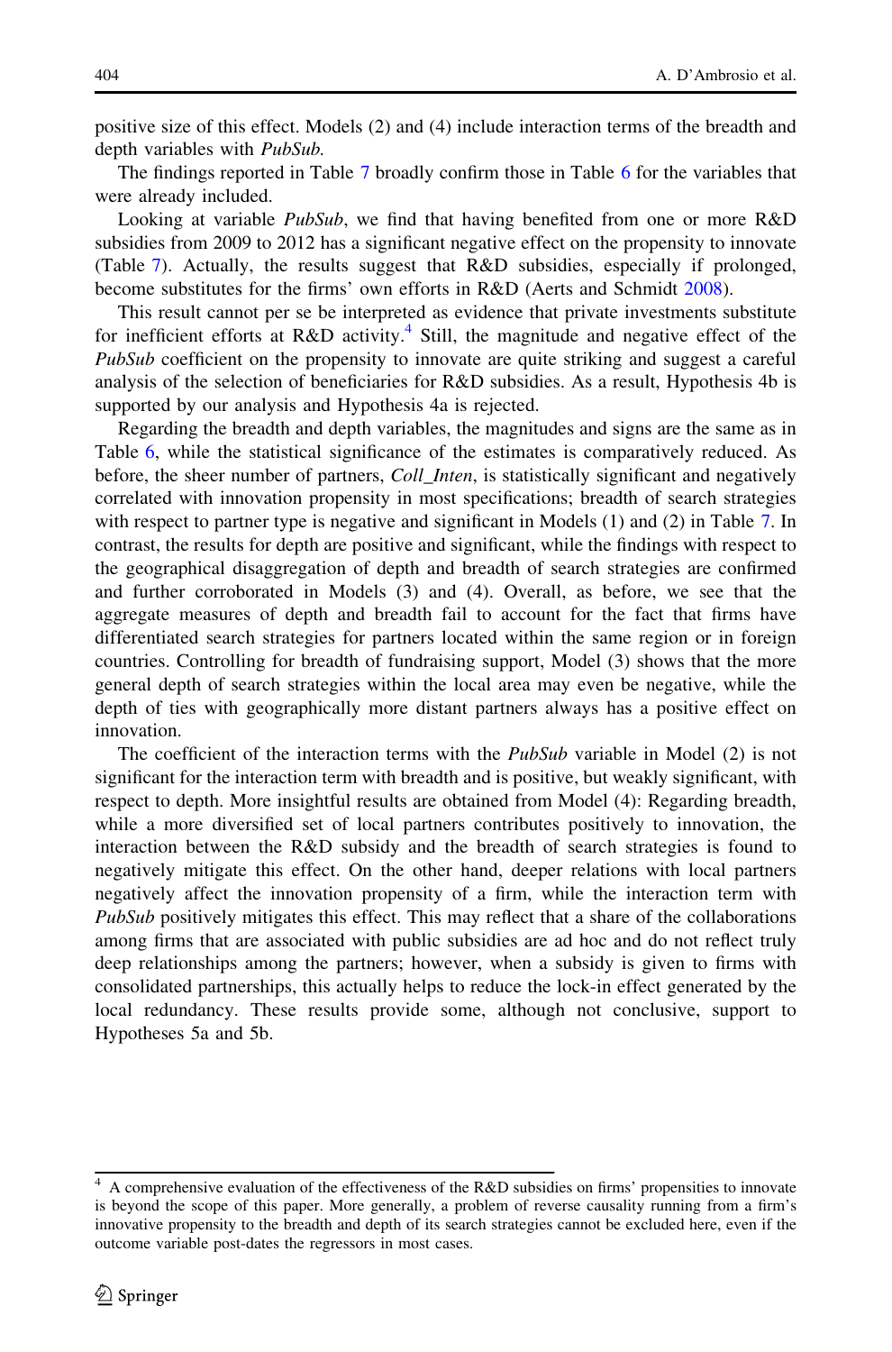positive size of this effect. Models (2) and (4) include interaction terms of the breadth and depth variables with *PubSub.*

The findings reported in Table 7 broadly confirm those in Table 6 for the variables that were already included.

Looking at variable *PubSub*, we find that having benefited from one or more R&D subsidies from 2009 to 2012 has a significant negative effect on the propensity to innovate (Table 7). Actually, the results suggest that R&D subsidies, especially if prolonged, become substitutes for the firms' own efforts in R&D (Aerts and Schmidt 2008).

This result cannot per se be interpreted as evidence that private investments substitute for inefficient efforts at R&D activity.[4] Still, the magnitude and negative effect of the *PubSub* coefficient on the propensity to innovate are quite striking and suggest a careful analysis of the selection of beneficiaries for R&D subsidies. As a result, Hypothesis 4b is supported by our analysis and Hypothesis 4a is rejected.

Regarding the breadth and depth variables, the magnitudes and signs are the same as in Table 6, while the statistical significance of the estimates is comparatively reduced. As before, the sheer number of partners, *Coll_Inten*, is statistically significant and negatively correlated with innovation propensity in most specifications; breadth of search strategies with respect to partner type is negative and significant in Models (1) and (2) in Table 7. In contrast, the results for depth are positive and significant, while the findings with respect to the geographical disaggregation of depth and breadth of search strategies are confirmed and further corroborated in Models (3) and (4). Overall, as before, we see that the aggregate measures of depth and breadth fail to account for the fact that firms have differentiated search strategies for partners located within the same region or in foreign countries. Controlling for breadth of fundraising support, Model (3) shows that the more general depth of search strategies within the local area may even be negative, while the depth of ties with geographically more distant partners always has a positive effect on innovation.

The coefficient of the interaction terms with the *PubSub* variable in Model (2) is not significant for the interaction term with breadth and is positive, but weakly significant, with respect to depth. More insightful results are obtained from Model (4): Regarding breadth, while a more diversified set of local partners contributes positively to innovation, the interaction between the R&D subsidy and the breadth of search strategies is found to negatively mitigate this effect. On the other hand, deeper relations with local partners negatively affect the innovation propensity of a firm, while the interaction term with *PubSub* positively mitigates this effect. This may reflect that a share of the collaborations among firms that are associated with public subsidies are ad hoc and do not reflect truly deep relationships among the partners; however, when a subsidy is given to firms with consolidated partnerships, this actually helps to reduce the lock-in effect generated by the local redundancy. These results provide some, although not conclusive, support to Hypotheses 5a and 5b.

---

[4] A comprehensive evaluation of the effectiveness of the R&D subsidies on firms' propensities to innovate is beyond the scope of this paper. More generally, a problem of reverse causality running from a firm's innovative propensity to the breadth and depth of its search strategies cannot be excluded here, even if the outcome variable post-dates the regressors in most cases.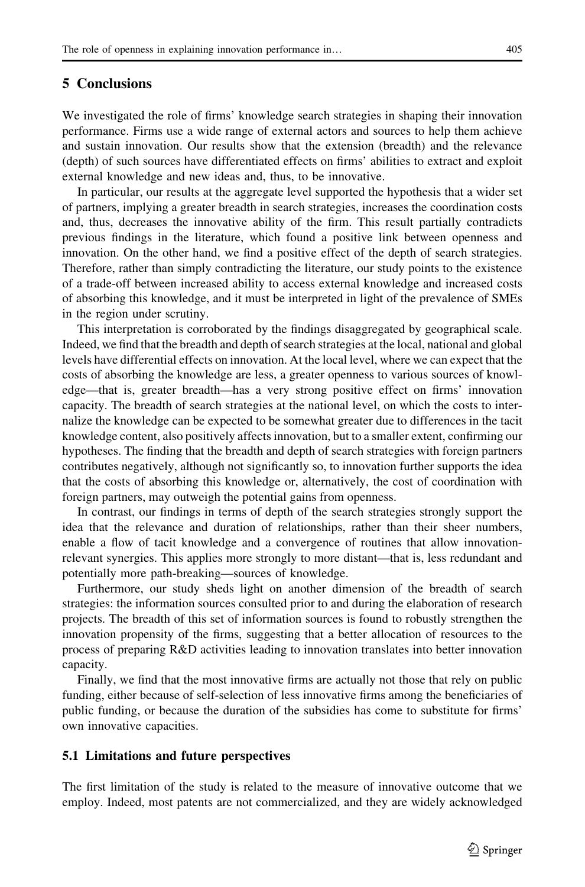## 5 Conclusions

We investigated the role of firms' knowledge search strategies in shaping their innovation performance. Firms use a wide range of external actors and sources to help them achieve and sustain innovation. Our results show that the extension (breadth) and the relevance (depth) of such sources have differentiated effects on firms' abilities to extract and exploit external knowledge and new ideas and, thus, to be innovative.

In particular, our results at the aggregate level supported the hypothesis that a wider set of partners, implying a greater breadth in search strategies, increases the coordination costs and, thus, decreases the innovative ability of the firm. This result partially contradicts previous findings in the literature, which found a positive link between openness and innovation. On the other hand, we find a positive effect of the depth of search strategies. Therefore, rather than simply contradicting the literature, our study points to the existence of a trade-off between increased ability to access external knowledge and increased costs of absorbing this knowledge, and it must be interpreted in light of the prevalence of SMEs in the region under scrutiny.

This interpretation is corroborated by the findings disaggregated by geographical scale. Indeed, we find that the breadth and depth of search strategies at the local, national and global levels have differential effects on innovation. At the local level, where we can expect that the costs of absorbing the knowledge are less, a greater openness to various sources of knowledge—that is, greater breadth—has a very strong positive effect on firms' innovation capacity. The breadth of search strategies at the national level, on which the costs to internalize the knowledge can be expected to be somewhat greater due to differences in the tacit knowledge content, also positively affects innovation, but to a smaller extent, confirming our hypotheses. The finding that the breadth and depth of search strategies with foreign partners contributes negatively, although not significantly so, to innovation further supports the idea that the costs of absorbing this knowledge or, alternatively, the cost of coordination with foreign partners, may outweigh the potential gains from openness.

In contrast, our findings in terms of depth of the search strategies strongly support the idea that the relevance and duration of relationships, rather than their sheer numbers, enable a flow of tacit knowledge and a convergence of routines that allow innovation-relevant synergies. This applies more strongly to more distant—that is, less redundant and potentially more path-breaking—sources of knowledge.

Furthermore, our study sheds light on another dimension of the breadth of search strategies: the information sources consulted prior to and during the elaboration of research projects. The breadth of this set of information sources is found to robustly strengthen the innovation propensity of the firms, suggesting that a better allocation of resources to the process of preparing R&D activities leading to innovation translates into better innovation capacity.

Finally, we find that the most innovative firms are actually not those that rely on public funding, either because of self-selection of less innovative firms among the beneficiaries of public funding, or because the duration of the subsidies has come to substitute for firms' own innovative capacities.

### 5.1 Limitations and future perspectives

The first limitation of the study is related to the measure of innovative outcome that we employ. Indeed, most patents are not commercialized, and they are widely acknowledged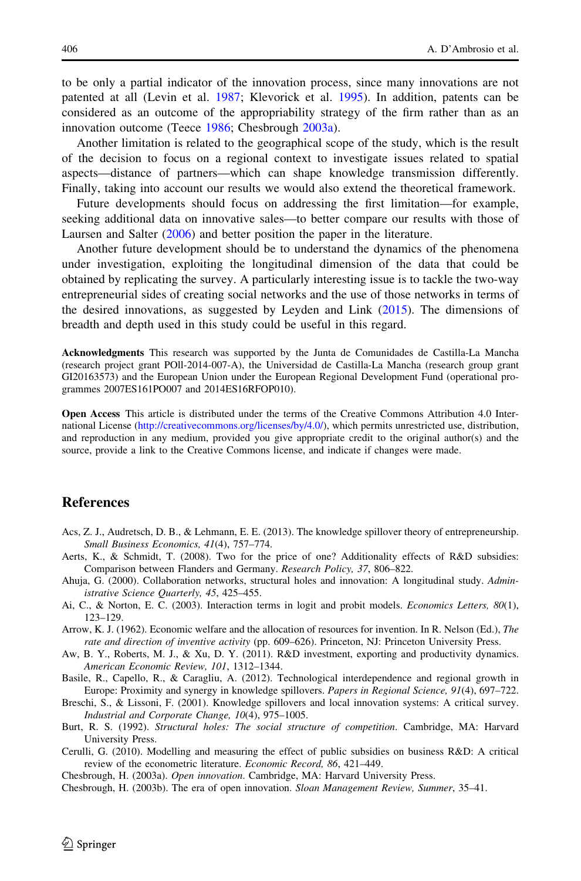to be only a partial indicator of the innovation process, since many innovations are not patented at all (Levin et al. 1987; Klevorick et al. 1995). In addition, patents can be considered as an outcome of the appropriability strategy of the firm rather than as an innovation outcome (Teece 1986; Chesbrough 2003a).

Another limitation is related to the geographical scope of the study, which is the result of the decision to focus on a regional context to investigate issues related to spatial aspects—distance of partners—which can shape knowledge transmission differently. Finally, taking into account our results we would also extend the theoretical framework.

Future developments should focus on addressing the first limitation—for example, seeking additional data on innovative sales—to better compare our results with those of Laursen and Salter (2006) and better position the paper in the literature.

Another future development should be to understand the dynamics of the phenomena under investigation, exploiting the longitudinal dimension of the data that could be obtained by replicating the survey. A particularly interesting issue is to tackle the two-way entrepreneurial sides of creating social networks and the use of those networks in terms of the desired innovations, as suggested by Leyden and Link (2015). The dimensions of breadth and depth used in this study could be useful in this regard.

**Acknowledgments** This research was supported by the Junta de Comunidades de Castilla-La Mancha (research project grant POIl-2014-007-A), the Universidad de Castilla-La Mancha (research group grant GI20163573) and the European Union under the European Regional Development Fund (operational programmes 2007ES161PO007 and 2014ES16RFOP010).

**Open Access** This article is distributed under the terms of the Creative Commons Attribution 4.0 International License (http://creativecommons.org/licenses/by/4.0/), which permits unrestricted use, distribution, and reproduction in any medium, provided you give appropriate credit to the original author(s) and the source, provide a link to the Creative Commons license, and indicate if changes were made.

## References

Acs, Z. J., Audretsch, D. B., & Lehmann, E. E. (2013). The knowledge spillover theory of entrepreneurship. *Small Business Economics, 41*(4), 757–774.

Aerts, K., & Schmidt, T. (2008). Two for the price of one? Additionality effects of R&D subsidies: Comparison between Flanders and Germany. *Research Policy, 37*, 806–822.

Ahuja, G. (2000). Collaboration networks, structural holes and innovation: A longitudinal study. *Administrative Science Quarterly, 45*, 425–455.

Ai, C., & Norton, E. C. (2003). Interaction terms in logit and probit models. *Economics Letters, 80*(1), 123–129.

Arrow, K. J. (1962). Economic welfare and the allocation of resources for invention. In R. Nelson (Ed.), *The rate and direction of inventive activity* (pp. 609–626). Princeton, NJ: Princeton University Press.

Aw, B. Y., Roberts, M. J., & Xu, D. Y. (2011). R&D investment, exporting and productivity dynamics. *American Economic Review, 101*, 1312–1344.

Basile, R., Capello, R., & Caragliu, A. (2012). Technological interdependence and regional growth in Europe: Proximity and synergy in knowledge spillovers. *Papers in Regional Science, 91*(4), 697–722.

Breschi, S., & Lissoni, F. (2001). Knowledge spillovers and local innovation systems: A critical survey. *Industrial and Corporate Change, 10*(4), 975–1005.

Burt, R. S. (1992). *Structural holes: The social structure of competition*. Cambridge, MA: Harvard University Press.

Cerulli, G. (2010). Modelling and measuring the effect of public subsidies on business R&D: A critical review of the econometric literature. *Economic Record, 86*, 421–449.

Chesbrough, H. (2003a). *Open innovation*. Cambridge, MA: Harvard University Press.

Chesbrough, H. (2003b). The era of open innovation. *Sloan Management Review, Summer*, 35–41.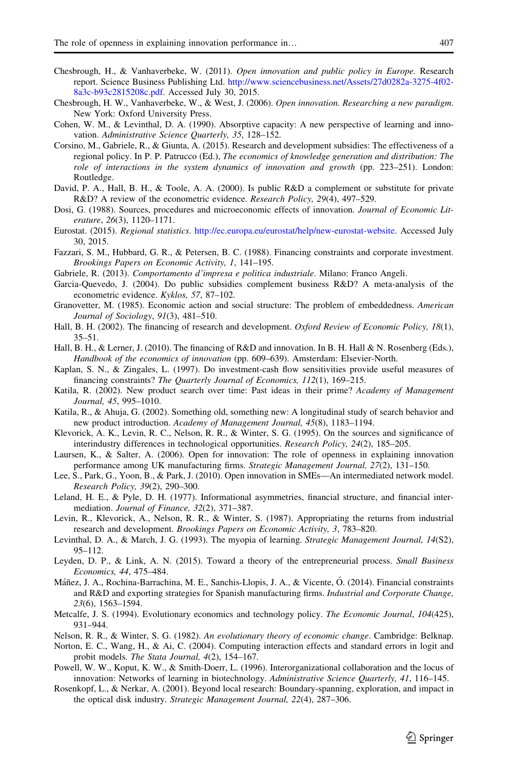Chesbrough, H., & Vanhaverbeke, W. (2011). *Open innovation and public policy in Europe*. Research report. Science Business Publishing Ltd. http://www.sciencebusiness.net/Assets/27d0282a-3275-4f02-8a3c-b93c2815208c.pdf. Accessed July 30, 2015.

Chesbrough, H. W., Vanhaverbeke, W., & West, J. (2006). *Open innovation. Researching a new paradigm*. New York: Oxford University Press.

Cohen, W. M., & Levinthal, D. A. (1990). Absorptive capacity: A new perspective of learning and innovation. *Administrative Science Quarterly, 35*, 128–152.

Corsino, M., Gabriele, R., & Giunta, A. (2015). Research and development subsidies: The effectiveness of a regional policy. In P. P. Patrucco (Ed.), *The economics of knowledge generation and distribution: The role of interactions in the system dynamics of innovation and growth* (pp. 223–251). London: Routledge.

David, P. A., Hall, B. H., & Toole, A. A. (2000). Is public R&D a complement or substitute for private R&D? A review of the econometric evidence. *Research Policy, 29*(4), 497–529.

Dosi, G. (1988). Sources, procedures and microeconomic effects of innovation. *Journal of Economic Literature*, *26*(3), 1120–1171.

Eurostat. (2015). *Regional statistics*. http://ec.europa.eu/eurostat/help/new-eurostat-website. Accessed July 30, 2015.

Fazzari, S. M., Hubbard, G. R., & Petersen, B. C. (1988). Financing constraints and corporate investment. *Brookings Papers on Economic Activity, 1*, 141–195.

Gabriele, R. (2013). *Comportamento d'impresa e politica industriale*. Milano: Franco Angeli.

Garcia-Quevedo, J. (2004). Do public subsidies complement business R&D? A meta-analysis of the econometric evidence. *Kyklos, 57*, 87–102.

Granovetter, M. (1985). Economic action and social structure: The problem of embeddedness. *American Journal of Sociology*, *91*(3), 481–510.

Hall, B. H. (2002). The financing of research and development. *Oxford Review of Economic Policy, 18*(1), 35–51.

Hall, B. H., & Lerner, J. (2010). The financing of R&D and innovation. In B. H. Hall & N. Rosenberg (Eds.), *Handbook of the economics of innovation* (pp. 609–639). Amsterdam: Elsevier-North.

Kaplan, S. N., & Zingales, L. (1997). Do investment-cash flow sensitivities provide useful measures of financing constraints? *The Quarterly Journal of Economics, 112*(1), 169–215.

Katila, R. (2002). New product search over time: Past ideas in their prime? *Academy of Management Journal, 45*, 995–1010.

Katila, R., & Ahuja, G. (2002). Something old, something new: A longitudinal study of search behavior and new product introduction. *Academy of Management Journal, 45*(8), 1183–1194.

Klevorick, A. K., Levin, R. C., Nelson, R. R., & Winter, S. G. (1995). On the sources and significance of interindustry differences in technological opportunities. *Research Policy, 24*(2), 185–205.

Laursen, K., & Salter, A. (2006). Open for innovation: The role of openness in explaining innovation performance among UK manufacturing firms. *Strategic Management Journal, 27*(2), 131–150.

Lee, S., Park, G., Yoon, B., & Park, J. (2010). Open innovation in SMEs—An intermediated network model. *Research Policy, 39*(2), 290–300.

Leland, H. E., & Pyle, D. H. (1977). Informational asymmetries, financial structure, and financial intermediation. *Journal of Finance, 32*(2), 371–387.

Levin, R., Klevorick, A., Nelson, R. R., & Winter, S. (1987). Appropriating the returns from industrial research and development. *Brookings Papers on Economic Activity, 3*, 783–820.

Levinthal, D. A., & March, J. G. (1993). The myopia of learning. *Strategic Management Journal, 14*(S2), 95–112.

Leyden, D. P., & Link, A. N. (2015). Toward a theory of the entrepreneurial process. *Small Business Economics, 44*, 475–484.

Máñez, J. A., Rochina-Barrachina, M. E., Sanchis-Llopis, J. A., & Vicente, Ó. (2014). Financial constraints and R&D and exporting strategies for Spanish manufacturing firms. *Industrial and Corporate Change, 23*(6), 1563–1594.

Metcalfe, J. S. (1994). Evolutionary economics and technology policy. *The Economic Journal*, *104*(425), 931–944.

Nelson, R. R., & Winter, S. G. (1982). *An evolutionary theory of economic change*. Cambridge: Belknap.

Norton, E. C., Wang, H., & Ai, C. (2004). Computing interaction effects and standard errors in logit and probit models. *The Stata Journal, 4*(2), 154–167.

Powell, W. W., Koput, K. W., & Smith-Doerr, L. (1996). Interorganizational collaboration and the locus of innovation: Networks of learning in biotechnology. *Administrative Science Quarterly, 41*, 116–145.

Rosenkopf, L., & Nerkar, A. (2001). Beyond local research: Boundary-spanning, exploration, and impact in the optical disk industry. *Strategic Management Journal, 22*(4), 287–306.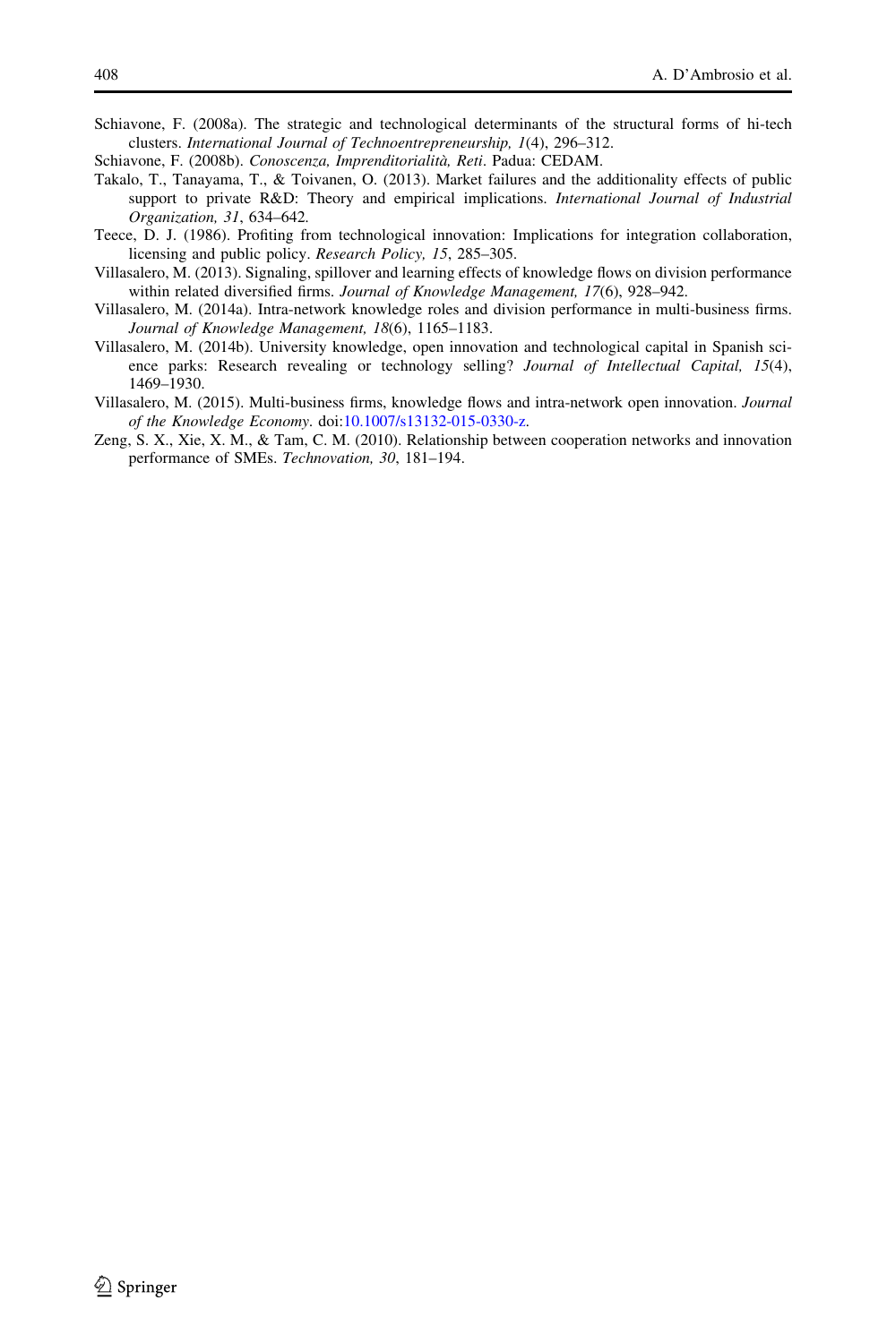Schiavone, F. (2008a). The strategic and technological determinants of the structural forms of hi-tech clusters. *International Journal of Technoentrepreneurship, 1*(4), 296–312.

Schiavone, F. (2008b). *Conoscenza, Imprenditorialità, Reti*. Padua: CEDAM.

Takalo, T., Tanayama, T., & Toivanen, O. (2013). Market failures and the additionality effects of public support to private R&D: Theory and empirical implications. *International Journal of Industrial Organization, 31*, 634–642.

Teece, D. J. (1986). Profiting from technological innovation: Implications for integration collaboration, licensing and public policy. *Research Policy, 15*, 285–305.

Villasalero, M. (2013). Signaling, spillover and learning effects of knowledge flows on division performance within related diversified firms. *Journal of Knowledge Management, 17*(6), 928–942.

Villasalero, M. (2014a). Intra-network knowledge roles and division performance in multi-business firms. *Journal of Knowledge Management, 18*(6), 1165–1183.

Villasalero, M. (2014b). University knowledge, open innovation and technological capital in Spanish science parks: Research revealing or technology selling? *Journal of Intellectual Capital, 15*(4), 1469–1930.

Villasalero, M. (2015). Multi-business firms, knowledge flows and intra-network open innovation. *Journal of the Knowledge Economy*. doi:10.1007/s13132-015-0330-z.

Zeng, S. X., Xie, X. M., & Tam, C. M. (2010). Relationship between cooperation networks and innovation performance of SMEs. *Technovation, 30*, 181–194.